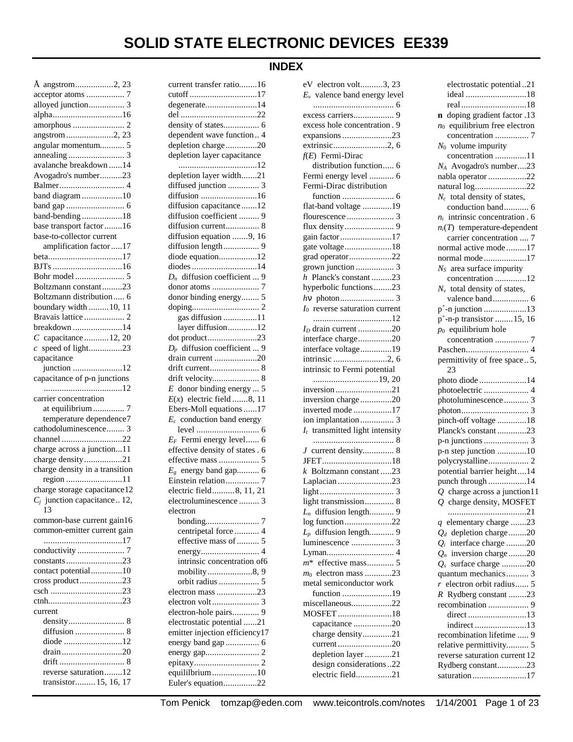# SOLID STATE ELECTRONIC DEVICES EE339

## INDEX

Å angstrom.................2, 23
acceptor atoms ................. 7
alloyed junction................ 3
alpha...............................16
amorphous ....................... 2
angstrom .....................2, 23
angular momentum........... 5
annealing ......................... 3
avalanche breakdown ......14
Avogadro's number..........23
Balmer............................. 4
band diagram ..................10
band gap .......................... 6
band-bending ..................18
base transport factor ........16
base-to-collector current
  amplification factor .....17
beta.................................17
BJTs ...............................16
Bohr model ...................... 5
Boltzmann constant .........23
Boltzmann distribution ..... 6
boundary width .........10, 11
Bravais lattice .................. 2
breakdown ......................14
$C$ capacitance ...........12, 20
$c$ speed of light...............23
capacitance
  junction ......................12
capacitance of p-n junctions
  ...................................12
carrier concentration
  at equilibrium .............. 7
  temperature dependence7
cathodoluminescence........ 3
channel ...........................22
charge across a junction...11
charge density .................21
charge density in a transition
  region .........................11
charge storage capacitance12
$C_j$ junction capacitance .. 12, 13
common-base current gain16
common-emitter current gain
  ...................................17
conductivity ..................... 7
constants .........................23
contact potential..............10
cross product...................23
csch ................................23
ctnh.................................23
current
  density......................... 8
  diffusion ...................... 8
  diode ..........................12
  drain ...........................20
  drift ............................. 8
  reverse saturation........12
  transistor.........15, 16, 17
current transfer ratio........16
cutoff ..............................17
degenerate.......................14
del ..................................22
density of states................ 6
dependent wave function .. 4
depletion charge ..............20
depletion layer capacitance
  ...................................12
depletion layer width.......21
diffused junction .............. 3
diffusion .........................16
diffusion capacitance .......12
diffusion coefficient ......... 9
diffusion current............... 8
diffusion equation .......9, 16
diffusion length................ 9
diode equation.................12
diodes .............................14
$D_n$ diffusion coefficient ... 9
donor atoms ..................... 7
donor binding energy........ 5
doping.............................. 2
  gas diffusion ...............11
  layer diffusion.............12
dot product......................23
$D_p$ diffusion coefficient ... 9
drain current ...................20
drift current...................... 8
drift velocity..................... 8
$E$ donor binding energy ... 5
$E(x)$ electric field .......8, 11
Ebers-Moll equations ......17
$E_c$ conduction band energy
  level ............................ 6
$E_F$ Fermi energy level...... 6
effective density of states . 6
effective mass .................. 5
$E_g$ energy band gap.......... 6
Einstein relation............... 7
electric field..........8, 11, 21
electroluminescence ......... 3
electron
  bonding........................ 7
  centripetal force ........... 4
  effective mass of .......... 5
  energy.......................... 4
  intrinsic concentration of6
  mobility....................8, 9
  orbit radius .................. 5
electron mass ..................23
electron volt ..................... 3
electron-hole pairs............ 9
electrostatic potential ......21
emitter injection efficiency17
energy band gap ............... 6
energy gap........................ 2
epitaxy............................. 2
equililbrium ....................10
Euler's equation...............22
eV electron volt..........3, 23
$E_v$ valence band energy level
  .................................... 6
excess carriers.................. 9
excess hole concentration . 9
expansions ......................23
extrinsic........................2, 6
$f(E)$ Fermi-Dirac
  distribution function..... 6
Fermi energy level ........... 6
Fermi-Dirac distribution
  function ....................... 6
flat-band voltage .............19
flourescence ..................... 3
flux density ...................... 9
gain factor.......................17
gate voltage.....................18
grad operator...................22
grown junction ................. 3
$h$ Planck's constant .........23
hyperbolic functions ........23
$h\nu$ photon........................ 3
$I_0$ reverse saturation current
  ...................................12
$I_D$ drain current ...............20
interface charge...............20
interface voltage..............19
intrinsic ........................2, 6
intrinsic to Fermi potential
  ............................19, 20
inversion .........................21
inversion charge ..............20
inverted mode .................17
ion implantation ............... 3
$I_t$ transmitted light intensity
  .................................... 8
$J$ current density.............. 8
JFET...............................18
$k$ Boltzmann constant .....23
Laplacian ........................23
light ................................. 3
light transmission............. 8
$L_n$ diffusion length........... 9
log function .....................22
$L_p$ diffusion length........... 9
luminescence ................... 3
Lyman.............................. 4
$m^*$ effective mass............ 5
$m_0$ electron mass ............23
metal semiconductor work
  function ......................19
miscellaneous..................22
MOSFET ........................18
  capacitance .................20
  charge density.............21
  current ........................20
  depletion layer ............21
  design considerations ..22
  electric field................21
  electrostatic potential ..21
  ideal ...........................18
  real .............................18
**n** doping gradient factor .13
$n_0$ equilibrium free electron
  concentration ............... 7
$N_0$ volume impurity
  concentration ..............11
$N_A$ Avogadro's number....23
nabla operator .................22
natural log.......................22
$N_c$ total density of states,
  conduction band........... 6
$n_i$ intrinsic concentration . 6
$n_i(T)$ temperature-dependent
  carrier concentration .... 7
normal active mode .........17
normal mode ...................17
$N_S$ area surface impurity
  concentration ..............12
$N_v$ total density of states,
  valence band................ 6
$p^+$-n junction ...................13
$p^+$-n-p transistor ........15, 16
$p_0$ equilibrium hole
  concentration ............... 7
Paschen............................ 4
permittivity of free space .. 5, 23
photo diode .....................14
photoelectric .................... 4
photoluminescence ........... 3
photon.............................. 3
pinch-off voltage .............18
Planck's constant .............23
p-n junctions .................... 3
p-n step junction .............10
polycrystalline.................. 2
potential barrier height....14
punch through .................14
$Q$ charge across a junction11
$Q$ charge density, MOSFET
  ...................................21
$q$ elementary charge .......23
$Q_d$ depletion charge ........20
$Q_i$ interface charge .........20
$Q_n$ inversion charge ........20
$Q_s$ surface charge ...........20
quantum mechanics.......... 3
$r$ electron orbit radius...... 5
$R$ Rydberg constant ........23
recombination .................. 9
  direct ..........................13
  indirect .......................13
recombination lifetime ..... 9
relative permittivity.......... 5
reverse saturation current 12
Rydberg constant.............23
saturation ........................17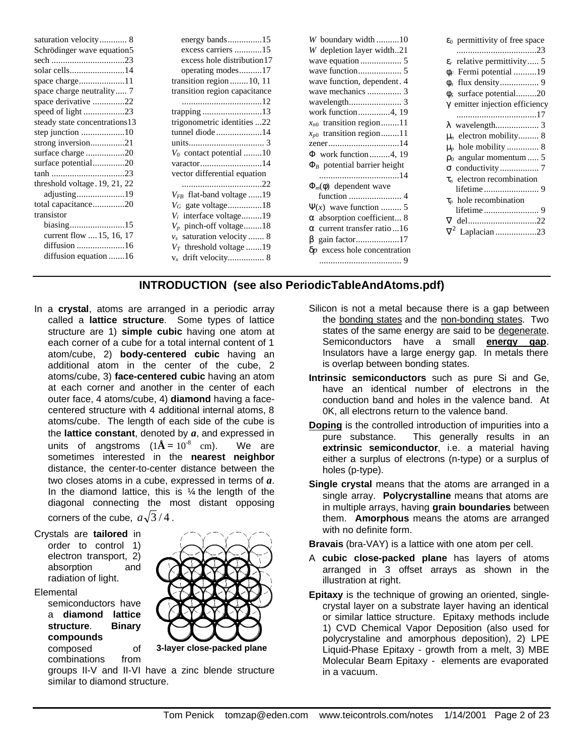saturation velocity............ 8
Schrödinger wave equation5
sech ................................23
solar cells........................14
space charge....................11
space charge neutrality..... 7
space derivative ..............22
speed of light ..................23
steady state concentrations13
step junction ...................10
strong inversion...............21
surface charge .................20
surface potential..............20
tanh ................................23
threshold voltage . 19, 21, 22
adjusting.....................19
total capacitance..............20
transistor
biasing........................15
current flow .... 15, 16, 17
diffusion .....................16
diffusion equation .......16
energy bands...............15
excess carriers ............15
excess hole distribution17
operating modes..........17
transition region ........10, 11
transition region capacitance ...................................12
trapping ..........................13
trigonometric identities ...22
tunnel diode ....................14
units................................. 3
$V_0$ contact potential ........10
varactor...........................14
vector differential equation ...................................22
$V_{FB}$ flat-band voltage ......19
$V_G$ gate voltage...............18
$V_i$ interface voltage.........19
$V_p$ pinch-off voltage........18
$v_s$ saturation velocity ....... 8
$V_T$ threshold voltage .......19
$v_x$ drift velocity................ 8
$W$ boundary width ..........10
$W$ depletion layer width..21
wave equation .................. 5
wave function................... 5
wave function, dependent. 4
wave mechanics ............... 3
wavelength....................... 3
work function..............4, 19
$x_{n0}$ transition region........11
$x_{p0}$ transition region........11
zener................................14
$\Phi$ work function.........4, 19
$\Phi_B$ potential barrier height ...................................14
$\Phi_m(\phi)$ dependent wave function ....................... 4
$\Psi(x)$ wave function ......... 5
$\alpha$ absorption coefficient... 8
$\alpha$ current transfer ratio ...16
$\beta$ gain factor...................17
$\delta p$ excess hole concentration .................................... 9
$\varepsilon_0$ permittivity of free space ...................................23
$\varepsilon_r$ relative permittivity..... 5
$\phi_F$ Fermi potential ..........19
$\phi_n$ flux density................. 9
$\phi_S$ surface potential.........20
$\gamma$ emitter injection efficiency ...................................17
$\lambda$ wavelength................... 3
$\mu_n$ electron mobility......... 8
$\mu_p$ hole mobility .............. 8
$\rho_0$ angular momentum ..... 5
$\sigma$ conductivity................. 7
$\tau_n$ electron recombination lifetime........................ 9
$\tau_p$ hole recombination lifetime........................ 9
$\nabla$ del..............................22
$\nabla^2$ Laplacian..................23

## INTRODUCTION (see also PeriodicTableAndAtoms.pdf)

In a **crystal**, atoms are arranged in a periodic array called a **lattice structure**. Some types of lattice structure are 1) **simple cubic** having one atom at each corner of a cube for a total internal content of 1 atom/cube, 2) **body-centered cubic** having an additional atom in the center of the cube, 2 atoms/cube, 3) **face-centered cubic** having an atom at each corner and another in the center of each outer face, 4 atoms/cube, 4) **diamond** having a face-centered structure with 4 additional internal atoms, 8 atoms/cube. The length of each side of the cube is the **lattice constant**, denoted by ***a***, and expressed in units of angstroms ($1\text{Å} = 10^{-8}$ cm). We are sometimes interested in the **nearest neighbor** distance, the center-to-center distance between the two closes atoms in a cube, expressed in terms of ***a***. In the diamond lattice, this is ¼ the length of the diagonal connecting the most distant opposing corners of the cube, $a\sqrt{3}/4$.

Crystals are **tailored** in order to control 1) electron transport, 2) absorption and radiation of light.

Elemental semiconductors have a **diamond lattice structure**. **Binary compounds** composed of combinations from groups II-V and II-VI have a zinc blende structure similar to diamond structure.

**3-layer close-packed plane**

Silicon is not a metal because there is a gap between the bonding states and the non-bonding states. Two states of the same energy are said to be degenerate. Semiconductors have a small **energy gap**. Insulators have a large energy gap. In metals there is overlap between bonding states.

**Intrinsic semiconductors** such as pure Si and Ge, have an identical number of electrons in the conduction band and holes in the valence band. At 0K, all electrons return to the valence band.

**Doping** is the controlled introduction of impurities into a pure substance. This generally results in an **extrinsic semiconductor**, i.e. a material having either a surplus of electrons (n-type) or a surplus of holes (p-type).

**Single crystal** means that the atoms are arranged in a single array. **Polycrystalline** means that atoms are in multiple arrays, having **grain boundaries** between them. **Amorphous** means the atoms are arranged with no definite form.

**Bravais** (bra-VAY) is a lattice with one atom per cell.

A **cubic close-packed plane** has layers of atoms arranged in 3 offset arrays as shown in the illustration at right.

**Epitaxy** is the technique of growing an oriented, single-crystal layer on a substrate layer having an identical or similar lattice structure. Epitaxy methods include 1) CVD Chemical Vapor Deposition (also used for polycrystaline and amorphous deposition), 2) LPE Liquid-Phase Epitaxy - growth from a melt, 3) MBE Molecular Beam Epitaxy - elements are evaporated in a vacuum.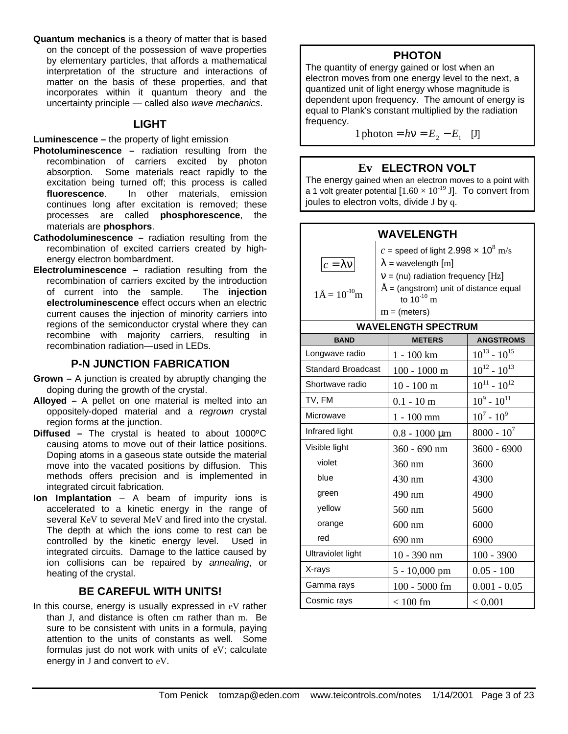**Quantum mechanics** is a theory of matter that is based on the concept of the possession of wave properties by elementary particles, that affords a mathematical interpretation of the structure and interactions of matter on the basis of these properties, and that incorporates within it quantum theory and the uncertainty principle — called also *wave mechanics*.

## LIGHT

**Luminescence –** the property of light emission

**Photoluminescence –** radiation resulting from the recombination of carriers excited by photon absorption. Some materials react rapidly to the excitation being turned off; this process is called **fluorescence**. In other materials, emission continues long after excitation is removed; these processes are called **phosphorescence**, the materials are **phosphors**.

**Cathodoluminescence –** radiation resulting from the recombination of excited carriers created by high-energy electron bombardment.

**Electroluminescence –** radiation resulting from the recombination of carriers excited by the introduction of current into the sample. The **injection electroluminescence** effect occurs when an electric current causes the injection of minority carriers into regions of the semiconductor crystal where they can recombine with majority carriers, resulting in recombination radiation—used in LEDs.

## P-N JUNCTION FABRICATION

**Grown –** A junction is created by abruptly changing the doping during the growth of the crystal.

**Alloyed –** A pellet on one material is melted into an oppositely-doped material and a *regrown* crystal region forms at the junction.

**Diffused –** The crystal is heated to about 1000ºC causing atoms to move out of their lattice positions. Doping atoms in a gaseous state outside the material move into the vacated positions by diffusion. This methods offers precision and is implemented in integrated circuit fabrication.

**Ion Implantation** – A beam of impurity ions is accelerated to a kinetic energy in the range of several KeV to several MeV and fired into the crystal. The depth at which the ions come to rest can be controlled by the kinetic energy level. Used in integrated circuits. Damage to the lattice caused by ion collisions can be repaired by *annealing*, or heating of the crystal.

## BE CAREFUL WITH UNITS!

In this course, energy is usually expressed in eV rather than J, and distance is often cm rather than m. Be sure to be consistent with units in a formula, paying attention to the units of constants as well. Some formulas just do not work with units of eV; calculate energy in J and convert to eV.

## PHOTON

The quantity of energy gained or lost when an electron moves from one energy level to the next, a quantized unit of light energy whose magnitude is dependent upon frequency. The amount of energy is equal to Plank's constant multiplied by the radiation frequency.

$$1\,\text{photon} = h\nu = E_2 - E_1 \quad [\text{J}]$$

## Ev ELECTRON VOLT

The energy gained when an electron moves to a point with a 1 volt greater potential [$1.60 \times 10^{-19}$ J]. To convert from joules to electron volts, divide J by q.

## WAVELENGTH

$$c = \lambda\nu$$

$1\text{Å} = 10^{-10}\text{m}$

- $c$ = speed of light $2.998 \times 10^{8}$ m/s
- $\lambda$ = wavelength [m]
- $\nu$ = (nu) radiation frequency [Hz]
- Å = (angstrom) unit of distance equal to $10^{-10}$ m
- m = (meters)

### WAVELENGTH SPECTRUM

| BAND | METERS | ANGSTROMS |
|---|---|---|
| Longwave radio | 1 - 100 km | $10^{13}$ - $10^{15}$ |
| Standard Broadcast | 100 - 1000 m | $10^{12}$ - $10^{13}$ |
| Shortwave radio | 10 - 100 m | $10^{11}$ - $10^{12}$ |
| TV, FM | 0.1 - 10 m | $10^{9}$ - $10^{11}$ |
| Microwave | 1 - 100 mm | $10^{7}$ - $10^{9}$ |
| Infrared light | 0.8 - 1000 μm | 8000 - $10^{7}$ |
| Visible light | 360 - 690 nm | 3600 - 6900 |
| violet | 360 nm | 3600 |
| blue | 430 nm | 4300 |
| green | 490 nm | 4900 |
| yellow | 560 nm | 5600 |
| orange | 600 nm | 6000 |
| red | 690 nm | 6900 |
| Ultraviolet light | 10 - 390 nm | 100 - 3900 |
| X-rays | 5 - 10,000 pm | 0.05 - 100 |
| Gamma rays | 100 - 5000 fm | 0.001 - 0.05 |
| Cosmic rays | < 100 fm | < 0.001 |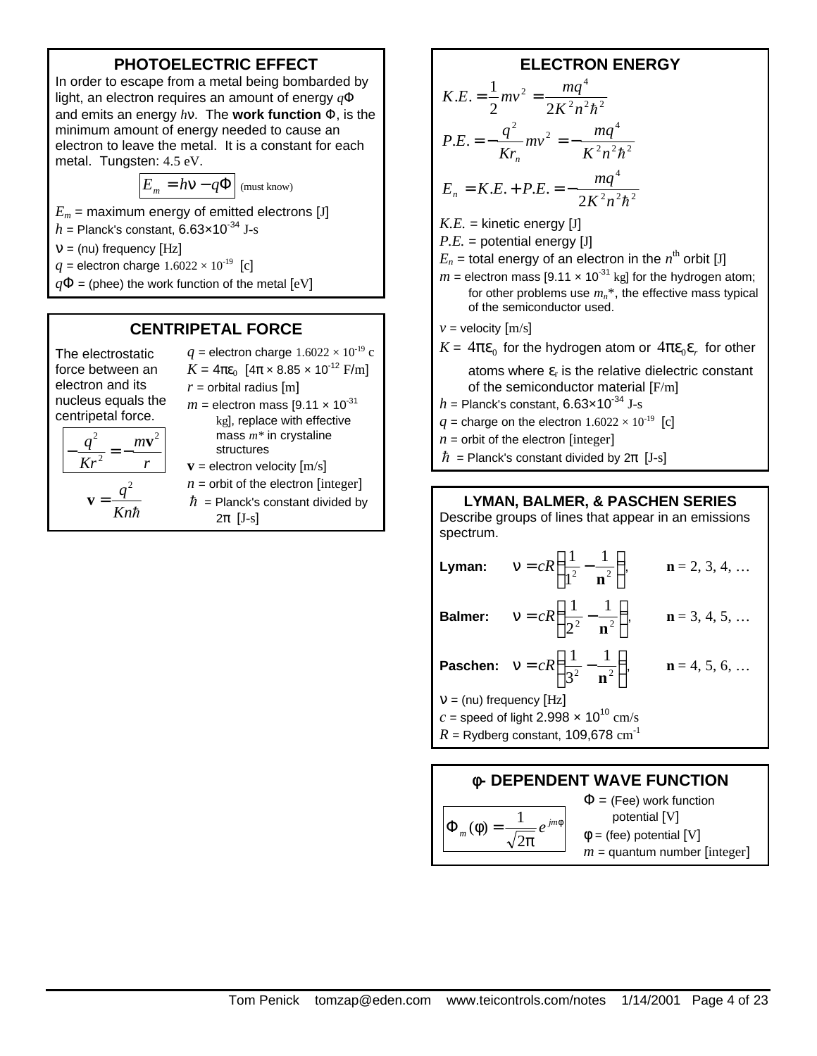## PHOTOELECTRIC EFFECT

In order to escape from a metal being bombarded by light, an electron requires an amount of energy $q\Phi$ and emits an energy $h\nu$. The **work function** $\Phi$, is the minimum amount of energy needed to cause an electron to leave the metal. It is a constant for each metal. Tungsten: 4.5 eV.

$$E_m = h\nu - q\Phi \quad \text{(must know)}$$

$E_m$ = maximum energy of emitted electrons [J]
$h$ = Planck's constant, $6.63\times10^{-34}$ J-s
$\nu$ = (nu) frequency [Hz]
$q$ = electron charge $1.6022 \times 10^{-19}$ [c]
$q\Phi$ = (phee) the work function of the metal [eV]

## CENTRIPETAL FORCE

The electrostatic force between an electron and its nucleus equals the centripetal force.

$$-\frac{q^2}{Kr^2} = -\frac{m\mathbf{v}^2}{r}$$

$$\mathbf{v} = \frac{q^2}{Kn\hbar}$$

$q$ = electron charge $1.6022 \times 10^{-19}$ c
$K = 4\pi\varepsilon_0$ [$4\pi \times 8.85 \times 10^{-12}$ F/m]
$r$ = orbital radius [m]
$m$ = electron mass [$9.11 \times 10^{-31}$ kg], replace with effective mass $m^*$ in crystaline structures
$\mathbf{v}$ = electron velocity [m/s]
$n$ = orbit of the electron [integer]
$\hbar$ = Planck's constant divided by $2\pi$ [J-s]

## ELECTRON ENERGY

$$K.E. = \frac{1}{2}mv^2 = \frac{mq^4}{2K^2n^2\hbar^2}$$

$$P.E. = -\frac{q^2}{Kr_n}mv^2 = -\frac{mq^4}{K^2n^2\hbar^2}$$

$$E_n = K.E. + P.E. = -\frac{mq^4}{2K^2n^2\hbar^2}$$

$K.E.$ = kinetic energy [J]
$P.E.$ = potential energy [J]
$E_n$ = total energy of an electron in the $n^{\text{th}}$ orbit [J]
$m$ = electron mass [$9.11 \times 10^{-31}$ kg] for the hydrogen atom; for other problems use $m_n^*$, the effective mass typical of the semiconductor used.
$v$ = velocity [m/s]
$K = 4\pi\varepsilon_0$ for the hydrogen atom or $4\pi\varepsilon_0\varepsilon_r$ for other atoms where $\varepsilon_r$ is the relative dielectric constant of the semiconductor material [F/m]
$h$ = Planck's constant, $6.63\times10^{-34}$ J-s
$q$ = charge on the electron $1.6022 \times 10^{-19}$ [c]
$n$ = orbit of the electron [integer]
$\hbar$ = Planck's constant divided by $2\pi$ [J-s]

## LYMAN, BALMER, & PASCHEN SERIES

Describe groups of lines that appear in an emissions spectrum.

**Lyman:** $\nu = cR\left(\frac{1}{1^2} - \frac{1}{\mathbf{n}^2}\right), \quad \mathbf{n} = 2, 3, 4, \ldots$

**Balmer:** $\nu = cR\left(\frac{1}{2^2} - \frac{1}{\mathbf{n}^2}\right), \quad \mathbf{n} = 3, 4, 5, \ldots$

**Paschen:** $\nu = cR\left(\frac{1}{3^2} - \frac{1}{\mathbf{n}^2}\right), \quad \mathbf{n} = 4, 5, 6, \ldots$

$\nu$ = (nu) frequency [Hz]
$c$ = speed of light $2.998 \times 10^{10}$ cm/s
$R$ = Rydberg constant, 109,678 cm$^{-1}$

## φ- DEPENDENT WAVE FUNCTION

$$\Phi_m(\phi) = \frac{1}{\sqrt{2\pi}}e^{jm\phi}$$

$\Phi$ = (Fee) work function potential [V]
$\phi$ = (fee) potential [V]
$m$ = quantum number [integer]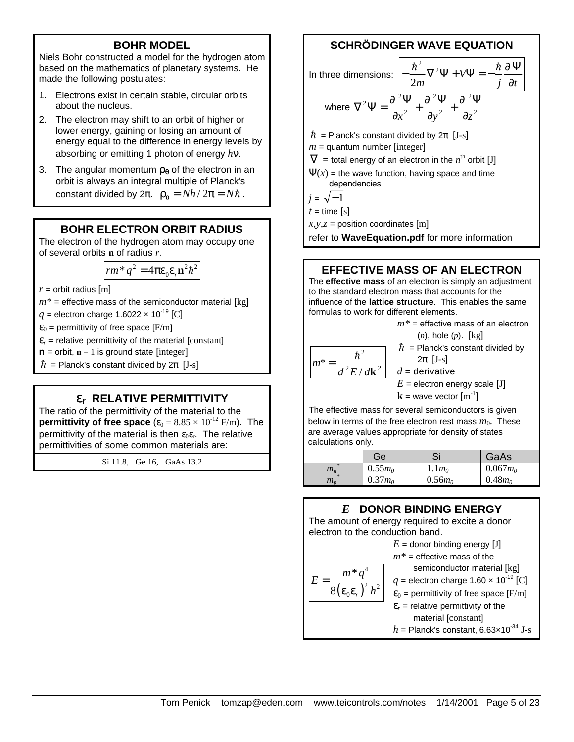## BOHR MODEL

Niels Bohr constructed a model for the hydrogen atom based on the mathematics of planetary systems. He made the following postulates:

1. Electrons exist in certain stable, circular orbits about the nucleus.
2. The electron may shift to an orbit of higher or lower energy, gaining or losing an amount of energy equal to the difference in energy levels by absorbing or emitting 1 photon of energy $h\nu$.
3. The angular momentum $\rho_\theta$ of the electron in an orbit is always an integral multiple of Planck's constant divided by 2π. $\rho_0 = Nh/2\pi = N\hbar$ .

## BOHR ELECTRON ORBIT RADIUS

The electron of the hydrogen atom may occupy one of several orbits $\mathbf{n}$ of radius $r$.

$$rm^* q^2 = 4\pi\varepsilon_0\varepsilon_r \mathbf{n}^2\hbar^2$$

$r$ = orbit radius [m]

$m^*$ = effective mass of the semiconductor material [kg]

$q$ = electron charge 1.6022 × $10^{-19}$ [C]

$\varepsilon_0$ = permittivity of free space [F/m]

$\varepsilon_r$ = relative permittivity of the material [constant]

$\mathbf{n}$ = orbit, $\mathbf{n} = 1$ is ground state [integer]

$\hbar$ = Planck's constant divided by 2π [J-s]

## $\varepsilon_r$ RELATIVE PERMITTIVITY

The ratio of the permittivity of the material to the **permittivity of free space** ($\varepsilon_0 = 8.85 \times 10^{-12}$ F/m). The permittivity of the material is then $\varepsilon_0\varepsilon_r$. The relative permittivities of some common materials are:

Si 11.8, Ge 16, GaAs 13.2

## SCHRÖDINGER WAVE EQUATION

In three dimensions:

$$-\frac{\hbar^2}{2m}\nabla^2\Psi + V\Psi = -\frac{\hbar}{j}\frac{\partial\Psi}{\partial t}$$

where

$$\nabla^2\Psi = \frac{\partial^2\Psi}{\partial x^2} + \frac{\partial^2\Psi}{\partial y^2} + \frac{\partial^2\Psi}{\partial z^2}$$

$\hbar$ = Planck's constant divided by 2π [J-s]

$m$ = quantum number [integer]

$\nabla$ = total energy of an electron in the $n^{\text{th}}$ orbit [J]

$\Psi(x)$ = the wave function, having space and time dependencies

$j = \sqrt{-1}$

$t$ = time [s]

$x,y,z$ = position coordinates [m]

refer to **WaveEquation.pdf** for more information

## EFFECTIVE MASS OF AN ELECTRON

The **effective mass** of an electron is simply an adjustment to the standard electron mass that accounts for the influence of the **lattice structure**. This enables the same formulas to work for different elements.

$$m^* = \frac{\hbar^2}{d^2E/d\mathbf{k}^2}$$

$m^*$ = effective mass of an electron ($n$), hole ($p$). [kg]

$\hbar$ = Planck's constant divided by 2π [J-s]

$d$ = derivative

$E$ = electron energy scale [J]

$\mathbf{k}$ = wave vector [$\text{m}^{-1}$]

The effective mass for several semiconductors is given below in terms of the free electron rest mass $m_0$. These are average values appropriate for density of states calculations only.

| | Ge | Si | GaAs |
|---|---|---|---|
| $m_n^*$ | $0.55m_0$ | $1.1m_0$ | $0.067m_0$ |
| $m_p^*$ | $0.37m_0$ | $0.56m_0$ | $0.48m_0$ |

## $E$ DONOR BINDING ENERGY

The amount of energy required to excite a donor electron to the conduction band.

$$E = \frac{m^* q^4}{8(\varepsilon_0\varepsilon_r)^2 h^2}$$

$E$ = donor binding energy [J]

$m^*$ = effective mass of the semiconductor material [kg]

$q$ = electron charge 1.60 × $10^{-19}$ [C]

$\varepsilon_0$ = permittivity of free space [F/m]

$\varepsilon_r$ = relative permittivity of the material [constant]

$h$ = Planck's constant, 6.63×$10^{-34}$ J-s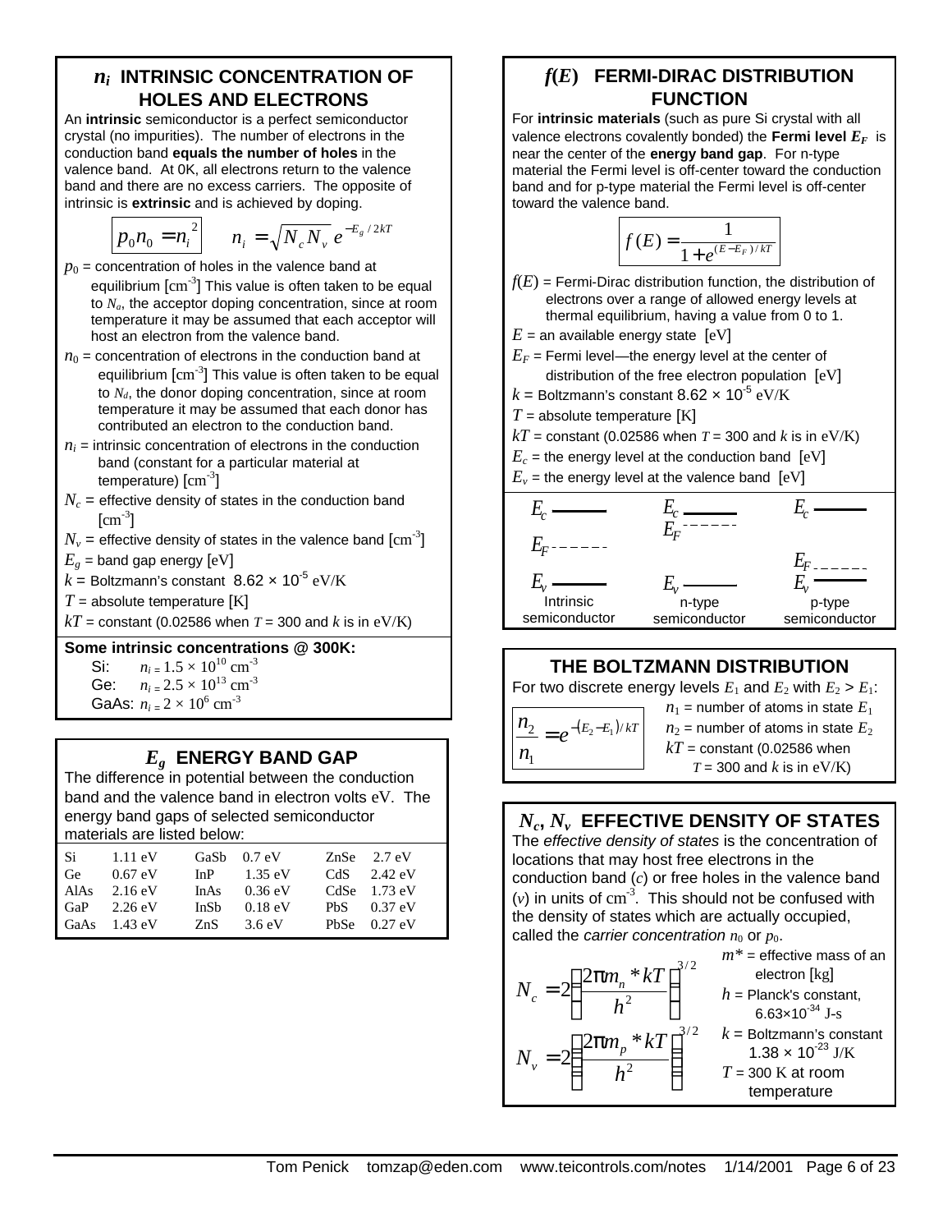## $n_i$ INTRINSIC CONCENTRATION OF HOLES AND ELECTRONS

An **intrinsic** semiconductor is a perfect semiconductor crystal (no impurities). The number of electrons in the conduction band **equals the number of holes** in the valence band. At 0K, all electrons return to the valence band and there are no excess carriers. The opposite of intrinsic is **extrinsic** and is achieved by doping.

$$p_0 n_0 = n_i^2 \qquad n_i = \sqrt{N_c N_v}\, e^{-E_g/2kT}$$

$p_0$ = concentration of holes in the valence band at equilibrium [cm$^{-3}$] This value is often taken to be equal to $N_a$, the acceptor doping concentration, since at room temperature it may be assumed that each acceptor will host an electron from the valence band.

$n_0$ = concentration of electrons in the conduction band at equilibrium [cm$^{-3}$] This value is often taken to be equal to $N_d$, the donor doping concentration, since at room temperature it may be assumed that each donor has contributed an electron to the conduction band.

$n_i$ = intrinsic concentration of electrons in the conduction band (constant for a particular material at temperature) [cm$^{-3}$]

$N_c$ = effective density of states in the conduction band [cm$^{-3}$]

$N_v$ = effective density of states in the valence band [cm$^{-3}$]

$E_g$ = band gap energy [eV]

$k$ = Boltzmann's constant $8.62 \times 10^{-5}$ eV/K

$T$ = absolute temperature [K]

$kT$ = constant (0.02586 when $T$ = 300 and $k$ is in eV/K)

**Some intrinsic concentrations @ 300K:**

Si: $n_i = 1.5 \times 10^{10}$ cm$^{-3}$
Ge: $n_i = 2.5 \times 10^{13}$ cm$^{-3}$
GaAs: $n_i = 2 \times 10^{6}$ cm$^{-3}$

## $E_g$ ENERGY BAND GAP

The difference in potential between the conduction band and the valence band in electron volts eV. The energy band gaps of selected semiconductor materials are listed below:

| | | | | | |
|---|---|---|---|---|---|
| Si | 1.11 eV | GaSb | 0.7 eV | ZnSe | 2.7 eV |
| Ge | 0.67 eV | InP | 1.35 eV | CdS | 2.42 eV |
| AlAs | 2.16 eV | InAs | 0.36 eV | CdSe | 1.73 eV |
| GaP | 2.26 eV | InSb | 0.18 eV | PbS | 0.37 eV |
| GaAs | 1.43 eV | ZnS | 3.6 eV | PbSe | 0.27 eV |

## $f(E)$ FERMI-DIRAC DISTRIBUTION FUNCTION

For **intrinsic materials** (such as pure Si crystal with all valence electrons covalently bonded) the **Fermi level $E_F$** is near the center of the **energy band gap**. For n-type material the Fermi level is off-center toward the conduction band and for p-type material the Fermi level is off-center toward the valence band.

$$f(E) = \frac{1}{1 + e^{(E - E_F)/kT}}$$

$f(E)$ = Fermi-Dirac distribution function, the distribution of electrons over a range of allowed energy levels at thermal equilibrium, having a value from 0 to 1.

$E$ = an available energy state [eV]

$E_F$ = Fermi level—the energy level at the center of distribution of the free electron population [eV]

$k$ = Boltzmann's constant $8.62 \times 10^{-5}$ eV/K

$T$ = absolute temperature [K]

$kT$ = constant (0.02586 when $T$ = 300 and $k$ is in eV/K)

$E_c$ = the energy level at the conduction band [eV]

$E_v$ = the energy level at the valence band [eV]

| Intrinsic semiconductor | n-type semiconductor | p-type semiconductor |
|---|---|---|
| $E_c$ (top), $E_F$ (center), $E_v$ (bottom) | $E_c$, $E_F$ (near $E_c$), $E_v$ | $E_c$, $E_F$ (near $E_v$), $E_v$ |

## THE BOLTZMANN DISTRIBUTION

For two discrete energy levels $E_1$ and $E_2$ with $E_2 > E_1$:

$$\frac{n_2}{n_1} = e^{-(E_2 - E_1)/kT}$$

$n_1$ = number of atoms in state $E_1$

$n_2$ = number of atoms in state $E_2$

$kT$ = constant (0.02586 when $T$ = 300 and $k$ is in eV/K)

## $N_c$, $N_v$ EFFECTIVE DENSITY OF STATES

The *effective density of states* is the concentration of locations that may host free electrons in the conduction band ($c$) or free holes in the valence band ($v$) in units of cm$^{-3}$. This should not be confused with the density of states which are actually occupied, called the *carrier concentration* $n_0$ or $p_0$.

$$N_c = 2\left(\frac{2\pi m_n{}^* kT}{h^2}\right)^{3/2}$$

$$N_v = 2\left(\frac{2\pi m_p{}^* kT}{h^2}\right)^{3/2}$$

$m^*$ = effective mass of an electron [kg]

$h$ = Planck's constant, $6.63 \times 10^{-34}$ J-s

$k$ = Boltzmann's constant $1.38 \times 10^{-23}$ J/K

$T$ = 300 K at room temperature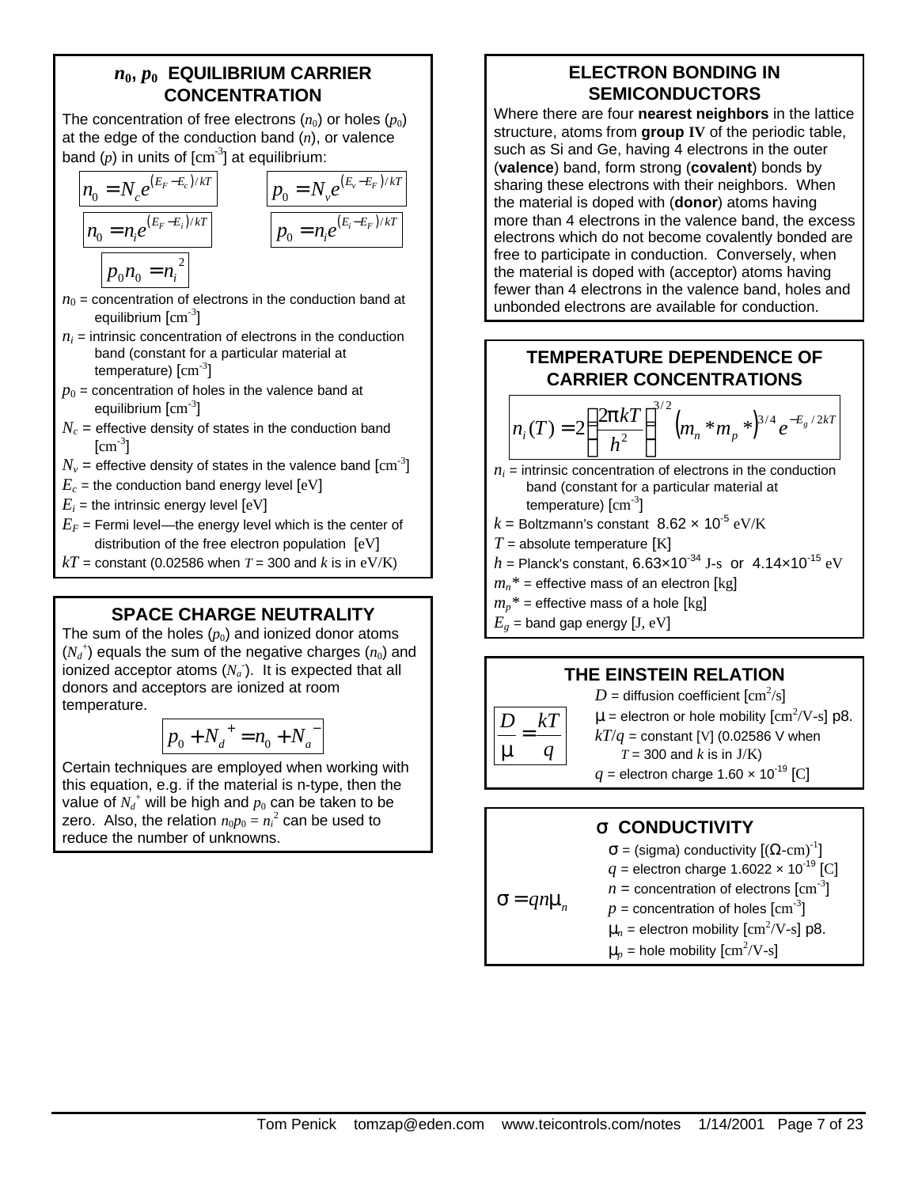## $n_0$, $p_0$ EQUILIBRIUM CARRIER CONCENTRATION

The concentration of free electrons ($n_0$) or holes ($p_0$) at the edge of the conduction band ($n$), or valence band ($p$) in units of [cm$^{-3}$] at equilibrium:

$$n_0 = N_c e^{(E_F - E_c)/kT} \qquad p_0 = N_v e^{(E_v - E_F)/kT}$$

$$n_0 = n_i e^{(E_F - E_i)/kT} \qquad p_0 = n_i e^{(E_i - E_F)/kT}$$

$$p_0 n_0 = n_i^{\;2}$$

$n_0$ = concentration of electrons in the conduction band at equilibrium [cm$^{-3}$]

$n_i$ = intrinsic concentration of electrons in the conduction band (constant for a particular material at temperature) [cm$^{-3}$]

$p_0$ = concentration of holes in the valence band at equilibrium [cm$^{-3}$]

$N_c$ = effective density of states in the conduction band [cm$^{-3}$]

$N_v$ = effective density of states in the valence band [cm$^{-3}$]

$E_c$ = the conduction band energy level [eV]

$E_i$ = the intrinsic energy level [eV]

$E_F$ = Fermi level—the energy level which is the center of distribution of the free electron population [eV]

$kT$ = constant (0.02586 when $T$ = 300 and $k$ is in eV/K)

## SPACE CHARGE NEUTRALITY

The sum of the holes ($p_0$) and ionized donor atoms ($N_d^{\,+}$) equals the sum of the negative charges ($n_0$) and ionized acceptor atoms ($N_a^{\,-}$). It is expected that all donors and acceptors are ionized at room temperature.

$$p_0 + N_d^{\;+} = n_0 + N_a^{\;-}$$

Certain techniques are employed when working with this equation, e.g. if the material is n-type, then the value of $N_d^{\,+}$ will be high and $p_0$ can be taken to be zero. Also, the relation $n_0 p_0 = n_i^2$ can be used to reduce the number of unknowns.

## ELECTRON BONDING IN SEMICONDUCTORS

Where there are four **nearest neighbors** in the lattice structure, atoms from **group IV** of the periodic table, such as Si and Ge, having 4 electrons in the outer (**valence**) band, form strong (**covalent**) bonds by sharing these electrons with their neighbors. When the material is doped with (**donor**) atoms having more than 4 electrons in the valence band, the excess electrons which do not become covalently bonded are free to participate in conduction. Conversely, when the material is doped with (acceptor) atoms having fewer than 4 electrons in the valence band, holes and unbonded electrons are available for conduction.

## TEMPERATURE DEPENDENCE OF CARRIER CONCENTRATIONS

$$n_i(T) = 2\left(\frac{2\pi kT}{h^2}\right)^{3/2} \left(m_n * m_p *\right)^{3/4} e^{-E_g/2kT}$$

$n_i$ = intrinsic concentration of electrons in the conduction band (constant for a particular material at temperature) [cm$^{-3}$]

$k$ = Boltzmann's constant $8.62 \times 10^{-5}$ eV/K

$T$ = absolute temperature [K]

$h$ = Planck's constant, $6.63{\times}10^{-34}$ J-s or $4.14{\times}10^{-15}$ eV

$m_n{*}$ = effective mass of an electron [kg]

$m_p{*}$ = effective mass of a hole [kg]

$E_g$ = band gap energy [J, eV]

## THE EINSTEIN RELATION

$$\frac{D}{\mu} = \frac{kT}{q}$$

$D$ = diffusion coefficient [cm$^2$/s]

$\mu$ = electron or hole mobility [cm$^2$/V-s] p8.

$kT/q$ = constant [V] (0.02586 V when $T$ = 300 and $k$ is in J/K)

$q$ = electron charge $1.60 \times 10^{-19}$ [C]

## σ CONDUCTIVITY

$$\sigma = qn\mu_n$$

$\sigma$ = (sigma) conductivity [($\Omega$-cm)$^{-1}$]

$q$ = electron charge $1.6022 \times 10^{-19}$ [C]

$n$ = concentration of electrons [cm$^{-3}$]

$p$ = concentration of holes [cm$^{-3}$]

$\mu_n$ = electron mobility [cm$^2$/V-s] p8.

$\mu_p$ = hole mobility [cm$^2$/V-s]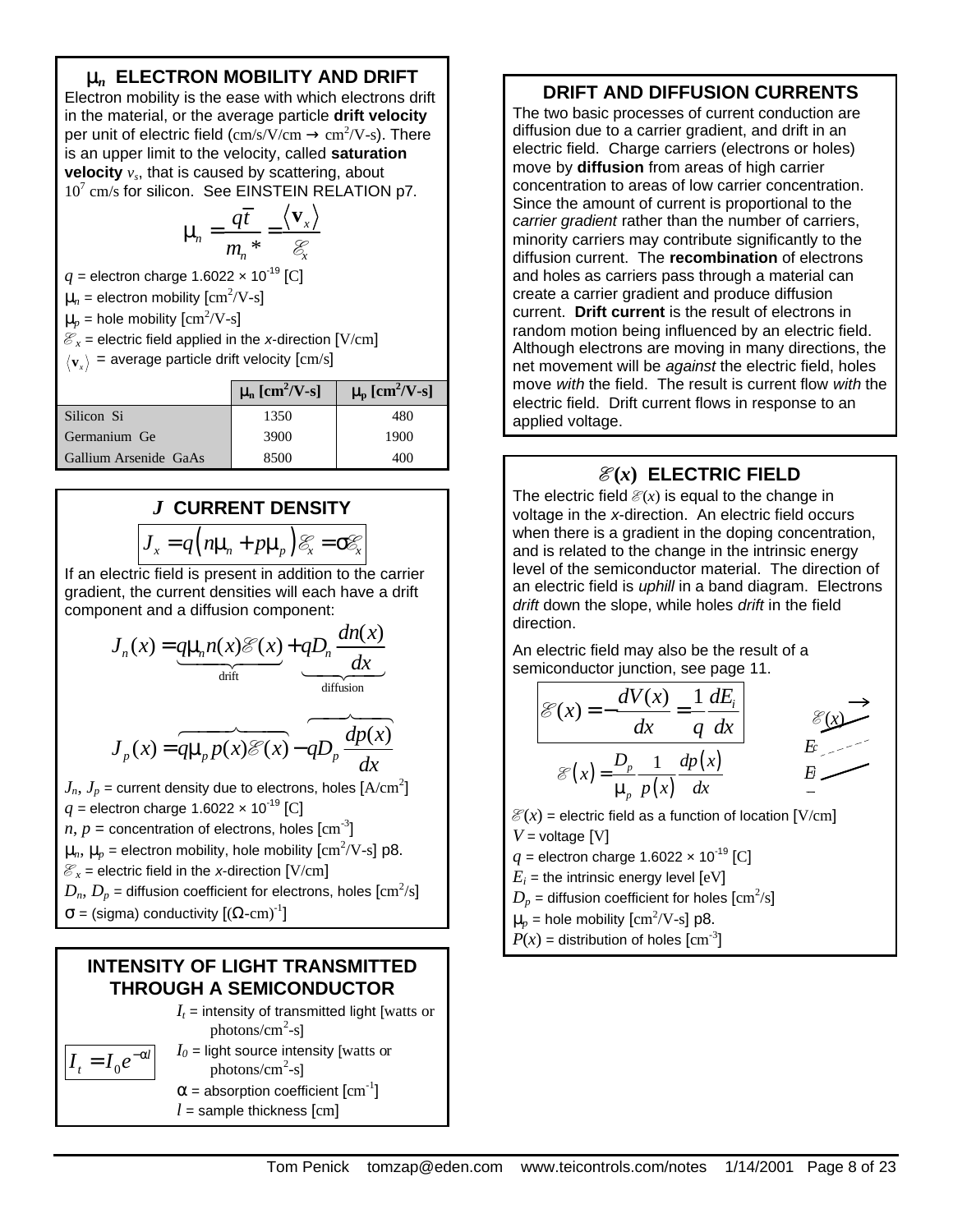## $\mu_n$ ELECTRON MOBILITY AND DRIFT

Electron mobility is the ease with which electrons drift in the material, or the average particle **drift velocity** per unit of electric field (cm/s/V/cm → cm²/V-s). There is an upper limit to the velocity, called **saturation velocity** $v_s$, that is caused by scattering, about $10^7$ cm/s for silicon. See EINSTEIN RELATION p7.

$$\mu_n = \frac{q\bar{t}}{m_n{}^*} = \frac{\langle \mathbf{v}_x \rangle}{\mathscr{E}_x}$$

$q$ = electron charge $1.6022 \times 10^{-19}$ [C]

$\mu_n$ = electron mobility [cm²/V-s]

$\mu_p$ = hole mobility [cm²/V-s]

$\mathscr{E}_x$ = electric field applied in the $x$-direction [V/cm]

$\langle \mathbf{v}_x \rangle$ = average particle drift velocity [cm/s]

| | $\mu_n$ [cm²/V-s] | $\mu_p$ [cm²/V-s] |
|---|---|---|
| Silicon Si | 1350 | 480 |
| Germanium Ge | 3900 | 1900 |
| Gallium Arsenide GaAs | 8500 | 400 |

## $J$ CURRENT DENSITY

$$J_x = q\left(n\mu_n + p\mu_p\right)\mathscr{E}_x = \sigma\mathscr{E}_x$$

If an electric field is present in addition to the carrier gradient, the current densities will each have a drift component and a diffusion component:

$$J_n(x) = \underbrace{q\mu_n n(x)\mathscr{E}(x)}_{\text{drift}} + \underbrace{qD_n \frac{dn(x)}{dx}}_{\text{diffusion}}$$

$$J_p(x) = \overbrace{q\mu_p p(x)\mathscr{E}(x)} - \overbrace{qD_p \frac{dp(x)}{dx}}$$

$J_n$, $J_p$ = current density due to electrons, holes [A/cm²]

$q$ = electron charge $1.6022 \times 10^{-19}$ [C]

$n$, $p$ = concentration of electrons, holes [cm⁻³]

$\mu_n$, $\mu_p$ = electron mobility, hole mobility [cm²/V-s] p8.

$\mathscr{E}_x$ = electric field in the $x$-direction [V/cm]

$D_n$, $D_p$ = diffusion coefficient for electrons, holes [cm²/s]

$\sigma$ = (sigma) conductivity [(Ω-cm)⁻¹]

## INTENSITY OF LIGHT TRANSMITTED THROUGH A SEMICONDUCTOR

$$I_t = I_0 e^{-\alpha l}$$

$I_t$ = intensity of transmitted light [watts or photons/cm²-s]

$I_0$ = light source intensity [watts or photons/cm²-s]

$\alpha$ = absorption coefficient [cm⁻¹]

$l$ = sample thickness [cm]

## DRIFT AND DIFFUSION CURRENTS

The two basic processes of current conduction are diffusion due to a carrier gradient, and drift in an electric field. Charge carriers (electrons or holes) move by **diffusion** from areas of high carrier concentration to areas of low carrier concentration. Since the amount of current is proportional to the *carrier gradient* rather than the number of carriers, minority carriers may contribute significantly to the diffusion current. The **recombination** of electrons and holes as carriers pass through a material can create a carrier gradient and produce diffusion current. **Drift current** is the result of electrons in random motion being influenced by an electric field. Although electrons are moving in many directions, the net movement will be *against* the electric field, holes move *with* the field. The result is current flow *with* the electric field. Drift current flows in response to an applied voltage.

## $\mathscr{E}(x)$ ELECTRIC FIELD

The electric field $\mathscr{E}(x)$ is equal to the change in voltage in the $x$-direction. An electric field occurs when there is a gradient in the doping concentration, and is related to the change in the intrinsic energy level of the semiconductor material. The direction of an electric field is *uphill* in a band diagram. Electrons *drift* down the slope, while holes *drift* in the field direction.

An electric field may also be the result of a semiconductor junction, see page 11.

$$\mathscr{E}(x) = -\frac{dV(x)}{dx} = \frac{1}{q}\frac{dE_i}{dx}$$

$$\mathscr{E}(x) = \frac{D_p}{\mu_p}\frac{1}{p(x)}\frac{dp(x)}{dx}$$

$\mathscr{E}(x)$ = electric field as a function of location [V/cm]

$V$ = voltage [V]

$q$ = electron charge $1.6022 \times 10^{-19}$ [C]

$E_i$ = the intrinsic energy level [eV]

$D_p$ = diffusion coefficient for holes [cm²/s]

$\mu_p$ = hole mobility [cm²/V-s] p8.

$P(x)$ = distribution of holes [cm⁻³]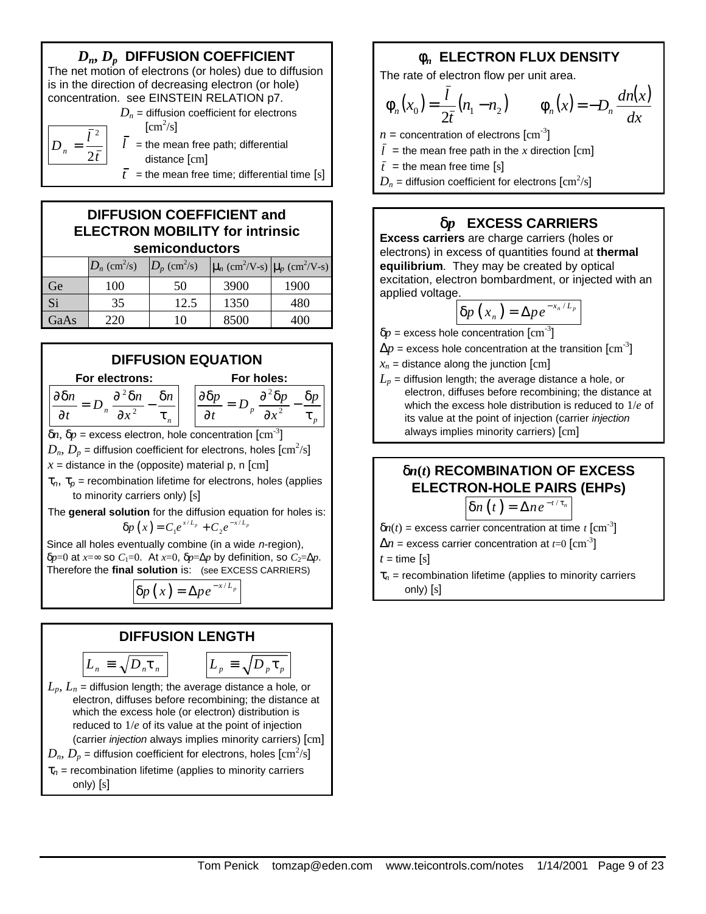## $D_n$, $D_p$ DIFFUSION COEFFICIENT

The net motion of electrons (or holes) due to diffusion is in the direction of decreasing electron (or hole) concentration. see EINSTEIN RELATION p7.

$$D_n = \frac{\bar{l}^2}{2\bar{t}}$$

$D_n$ = diffusion coefficient for electrons [cm²/s]

$\bar{l}$ = the mean free path; differential distance [cm]

$\bar{t}$ = the mean free time; differential time [s]

## DIFFUSION COEFFICIENT and ELECTRON MOBILITY for intrinsic semiconductors

| | $D_n$ (cm²/s) | $D_p$ (cm²/s) | $\mu_n$ (cm²/V-s) | $\mu_p$ (cm²/V-s) |
|---|---|---|---|---|
| Ge | 100 | 50 | 3900 | 1900 |
| Si | 35 | 12.5 | 1350 | 480 |
| GaAs | 220 | 10 | 8500 | 400 |

## DIFFUSION EQUATION

**For electrons:**

$$\frac{\partial \delta n}{\partial t} = D_n \frac{\partial^2 \delta n}{\partial x^2} - \frac{\delta n}{\tau_n}$$

**For holes:**

$$\frac{\partial \delta p}{\partial t} = D_p \frac{\partial^2 \delta p}{\partial x^2} - \frac{\delta p}{\tau_p}$$

$\delta n$, $\delta p$ = excess electron, hole concentration [cm⁻³]

$D_n$, $D_p$ = diffusion coefficient for electrons, holes [cm²/s]

$x$ = distance in the (opposite) material p, n [cm]

$\tau_n$, $\tau_p$ = recombination lifetime for electrons, holes (applies to minority carriers only) [s]

The **general solution** for the diffusion equation for holes is:

$$\delta p\left(x\right) = C_1 e^{x/L_p} + C_2 e^{-x/L_p}$$

Since all holes eventually combine (in a wide *n*-region), $\delta p=0$ at $x=\infty$ so $C_1=0$. At $x=0$, $\delta p=\Delta p$ by definition, so $C_2=\Delta p$. Therefore the **final solution** is: (see EXCESS CARRIERS)

$$\delta p\left(x\right) = \Delta p e^{-x/L_p}$$

## DIFFUSION LENGTH

$$L_n \equiv \sqrt{D_n \tau_n} \qquad L_p \equiv \sqrt{D_p \tau_p}$$

$L_p$, $L_n$ = diffusion length; the average distance a hole, or electron, diffuses before recombining; the distance at which the excess hole (or electron) distribution is reduced to $1/e$ of its value at the point of injection (carrier *injection* always implies minority carriers) [cm]

$D_n$, $D_p$ = diffusion coefficient for electrons, holes [cm²/s]

$\tau_n$ = recombination lifetime (applies to minority carriers only) [s]

## $\phi_n$ ELECTRON FLUX DENSITY

The rate of electron flow per unit area.

$$\phi_n\left(x_0\right) = \frac{\bar{l}}{2\bar{t}}\left(n_1 - n_2\right) \qquad \phi_n\left(x\right) = -D_n \frac{dn\left(x\right)}{dx}$$

$n$ = concentration of electrons [cm⁻³]

$\bar{l}$ = the mean free path in the $x$ direction [cm]

$\bar{t}$ = the mean free time [s]

$D_n$ = diffusion coefficient for electrons [cm²/s]

## $\delta p$ EXCESS CARRIERS

**Excess carriers** are charge carriers (holes or electrons) in excess of quantities found at **thermal equilibrium**. They may be created by optical excitation, electron bombardment, or injected with an applied voltage.

$$\delta p\left(x_n\right) = \Delta p e^{-x_n/L_p}$$

$\delta p$ = excess hole concentration [cm⁻³]

$\Delta p$ = excess hole concentration at the transition [cm⁻³]

$x_n$ = distance along the junction [cm]

$L_p$ = diffusion length; the average distance a hole, or electron, diffuses before recombining; the distance at which the excess hole distribution is reduced to $1/e$ of its value at the point of injection (carrier *injection* always implies minority carriers) [cm]

## $\delta n(t)$ RECOMBINATION OF EXCESS ELECTRON-HOLE PAIRS (EHPs)

$$\delta n\left(t\right) = \Delta n e^{-t/\tau_n}$$

$\delta n(t)$ = excess carrier concentration at time $t$ [cm⁻³]

$\Delta n$ = excess carrier concentration at $t=0$ [cm⁻³]

$t$ = time [s]

$\tau_n$ = recombination lifetime (applies to minority carriers only) [s]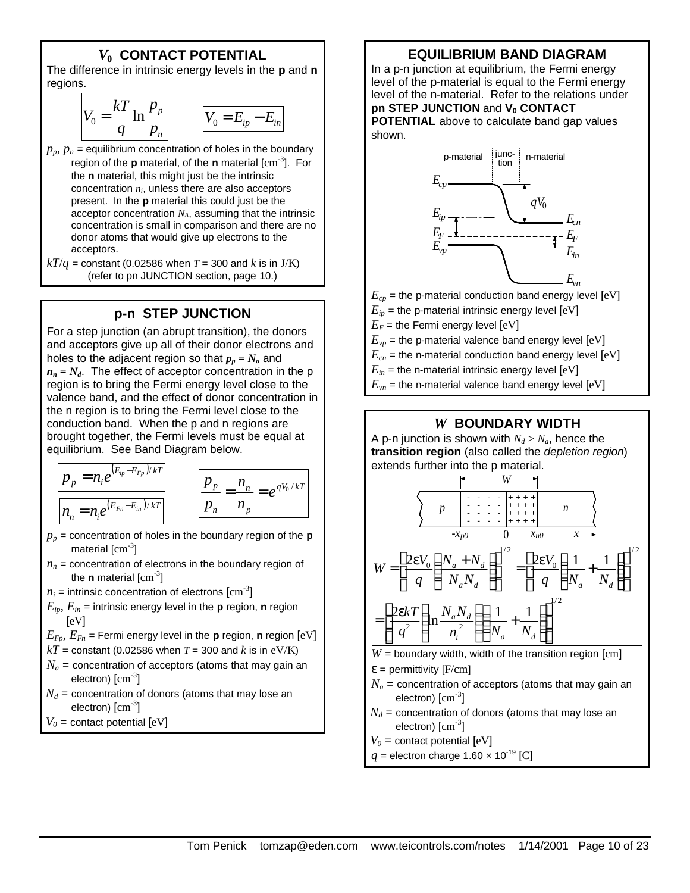## $V_0$ CONTACT POTENTIAL

The difference in intrinsic energy levels in the **p** and **n** regions.

$$V_0 = \frac{kT}{q} \ln \frac{p_p}{p_n}$$

$$V_0 = E_{ip} - E_{in}$$

$p_p$, $p_n$ = equilibrium concentration of holes in the boundary region of the **p** material, of the **n** material [cm$^{-3}$]. For the **n** material, this might just be the intrinsic concentration $n_i$, unless there are also acceptors present. In the **p** material this could just be the acceptor concentration $N_A$, assuming that the intrinsic concentration is small in comparison and there are no donor atoms that would give up electrons to the acceptors.

$kT/q$ = constant (0.02586 when $T$ = 300 and $k$ is in J/K) (refer to pn JUNCTION section, page 10.)

## p-n STEP JUNCTION

For a step junction (an abrupt transition), the donors and acceptors give up all of their donor electrons and holes to the adjacent region so that $p_p = N_a$ and $n_n = N_d$. The effect of acceptor concentration in the p region is to bring the Fermi energy level close to the valence band, and the effect of donor concentration in the n region is to bring the Fermi level close to the conduction band. When the p and n regions are brought together, the Fermi levels must be equal at equilibrium. See Band Diagram below.

$$p_p = n_i e^{(E_{ip} - E_{Fp})/kT}$$

$$n_n = n_i e^{(E_{Fn} - E_{in})/kT}$$

$$\frac{p_p}{p_n} = \frac{n_n}{n_p} = e^{qV_0/kT}$$

$p_p$ = concentration of holes in the boundary region of the **p** material [cm$^{-3}$]

$n_n$ = concentration of electrons in the boundary region of the **n** material [cm$^{-3}$]

$n_i$ = intrinsic concentration of electrons [cm$^{-3}$]

$E_{ip}$, $E_{in}$ = intrinsic energy level in the **p** region, **n** region [eV]

$E_{Fp}$, $E_{Fn}$ = Fermi energy level in the **p** region, **n** region [eV]

$kT$ = constant (0.02586 when $T$ = 300 and $k$ is in eV/K)

$N_a$ = concentration of acceptors (atoms that may gain an electron) [cm$^{-3}$]

$N_d$ = concentration of donors (atoms that may lose an electron) [cm$^{-3}$]

$V_0$ = contact potential [eV]

## EQUILIBRIUM BAND DIAGRAM

In a p-n junction at equilibrium, the Fermi energy level of the p-material is equal to the Fermi energy level of the n-material. Refer to the relations under **pn STEP JUNCTION** and **$V_0$ CONTACT POTENTIAL** above to calculate band gap values shown.

p-material | junction | n-material

$E_{cp}$, $qV_0$, $E_{ip}$, $E_{cn}$, $E_F$, $E_F$, $E_{vp}$, $E_{in}$, $E_{vn}$

$E_{cp}$ = the p-material conduction band energy level [eV]

$E_{ip}$ = the p-material intrinsic energy level [eV]

$E_F$ = the Fermi energy level [eV]

$E_{vp}$ = the p-material valence band energy level [eV]

$E_{cn}$ = the n-material conduction band energy level [eV]

$E_{in}$ = the n-material intrinsic energy level [eV]

$E_{vn}$ = the n-material valence band energy level [eV]

## $W$ BOUNDARY WIDTH

A p-n junction is shown with $N_d > N_a$, hence the **transition region** (also called the *depletion region*) extends further into the p material.

$W$; $p$; $n$; $-x_{p0}$; $0$; $x_{n0}$; $x$

$$W = \left[\frac{2\varepsilon V_0}{q}\left(\frac{N_a + N_d}{N_a N_d}\right)\right]^{1/2} = \left[\frac{2\varepsilon V_0}{q}\left(\frac{1}{N_a} + \frac{1}{N_d}\right)\right]^{1/2}$$

$$= \left[\frac{2\varepsilon kT}{q^2}\left(\ln \frac{N_a N_d}{n_i^2}\right)\left(\frac{1}{N_a} + \frac{1}{N_d}\right)\right]^{1/2}$$

$W$ = boundary width, width of the transition region [cm]

$\varepsilon$ = permittivity [F/cm]

$N_a$ = concentration of acceptors (atoms that may gain an electron) [cm$^{-3}$]

$N_d$ = concentration of donors (atoms that may lose an electron) [cm$^{-3}$]

$V_0$ = contact potential [eV]

$q$ = electron charge $1.60 \times 10^{-19}$ [C]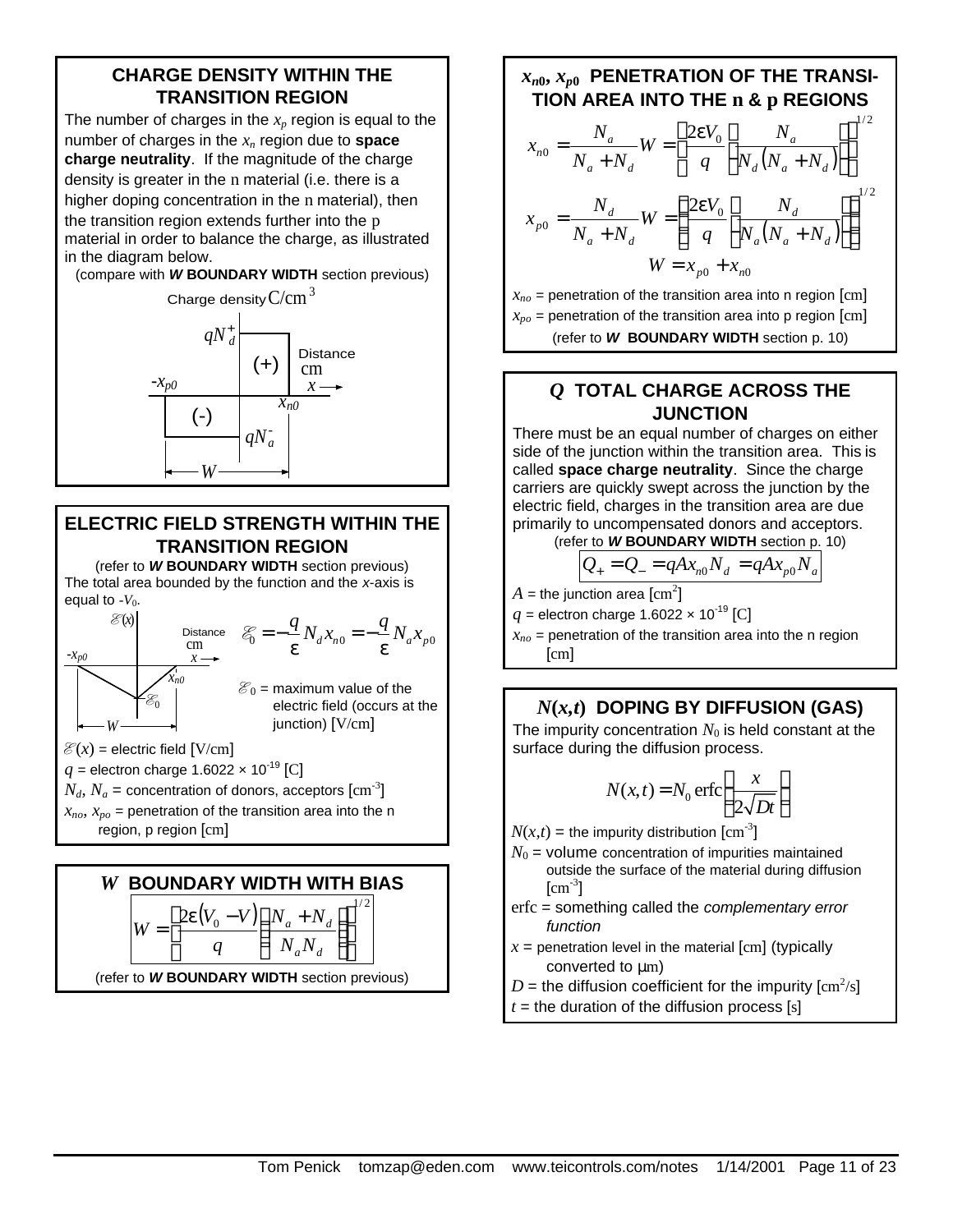## CHARGE DENSITY WITHIN THE TRANSITION REGION

The number of charges in the $x_p$ region is equal to the number of charges in the $x_n$ region due to **space charge neutrality**. If the magnitude of the charge density is greater in the n material (i.e. there is a higher doping concentration in the n material), then the transition region extends further into the p material in order to balance the charge, as illustrated in the diagram below.

(compare with ***W*** **BOUNDARY WIDTH** section previous)

Charge density C/cm$^3$

$qN_d^+$ (+) Distance cm $x$

$-x_{p0}$ $x_{n0}$

(-) $qN_a^-$

$W$

## ELECTRIC FIELD STRENGTH WITHIN THE TRANSITION REGION

(refer to ***W*** **BOUNDARY WIDTH** section previous)

The total area bounded by the function and the *x*-axis is equal to $-V_0$.

$$\mathscr{E}_0 = -\frac{q}{\varepsilon} N_d x_{n0} = -\frac{q}{\varepsilon} N_a x_{p0}$$

$\mathscr{E}_0$ = maximum value of the electric field (occurs at the junction) [V/cm]

$\mathscr{E}(x)$ = electric field [V/cm]

$q$ = electron charge 1.6022 × 10$^{-19}$ [C]

$N_d$, $N_a$ = concentration of donors, acceptors [cm$^{-3}$]

$x_{no}$, $x_{po}$ = penetration of the transition area into the n region, p region [cm]

## *W* BOUNDARY WIDTH WITH BIAS

$$W = \left[ \frac{2\varepsilon(V_0 - V)}{q} \left( \frac{N_a + N_d}{N_a N_d} \right) \right]^{1/2}$$

(refer to ***W*** **BOUNDARY WIDTH** section previous)

## $x_{n0}$, $x_{p0}$ PENETRATION OF THE TRANSITION AREA INTO THE n & p REGIONS

$$x_{n0} = \frac{N_a}{N_a + N_d} W = \left[ \frac{2\varepsilon V_0}{q} \left( \frac{N_a}{N_d (N_a + N_d)} \right) \right]^{1/2}$$

$$x_{p0} = \frac{N_d}{N_a + N_d} W = \left[ \frac{2\varepsilon V_0}{q} \left( \frac{N_d}{N_a (N_a + N_d)} \right) \right]^{1/2}$$

$$W = x_{p0} + x_{n0}$$

$x_{no}$ = penetration of the transition area into n region [cm]

$x_{po}$ = penetration of the transition area into p region [cm]

(refer to ***W*** **BOUNDARY WIDTH** section p. 10)

## *Q* TOTAL CHARGE ACROSS THE JUNCTION

There must be an equal number of charges on either side of the junction within the transition area. This is called **space charge neutrality**. Since the charge carriers are quickly swept across the junction by the electric field, charges in the transition area are due primarily to uncompensated donors and acceptors.

(refer to ***W*** **BOUNDARY WIDTH** section p. 10)

$$Q_+ = Q_- = qAx_{n0}N_d = qAx_{p0}N_a$$

$A$ = the junction area [cm$^2$]

$q$ = electron charge 1.6022 × 10$^{-19}$ [C]

$x_{no}$ = penetration of the transition area into the n region [cm]

## *N(x,t)* DOPING BY DIFFUSION (GAS)

The impurity concentration $N_0$ is held constant at the surface during the diffusion process.

$$N(x,t) = N_0 \operatorname{erfc}\left( \frac{x}{2\sqrt{Dt}} \right)$$

$N(x,t)$ = the impurity distribution [cm$^{-3}$]

$N_0$ = volume concentration of impurities maintained outside the surface of the material during diffusion [cm$^{-3}$]

erfc = something called the *complementary error function*

$x$ = penetration level in the material [cm] (typically converted to μm)

$D$ = the diffusion coefficient for the impurity [cm$^2$/s]

$t$ = the duration of the diffusion process [s]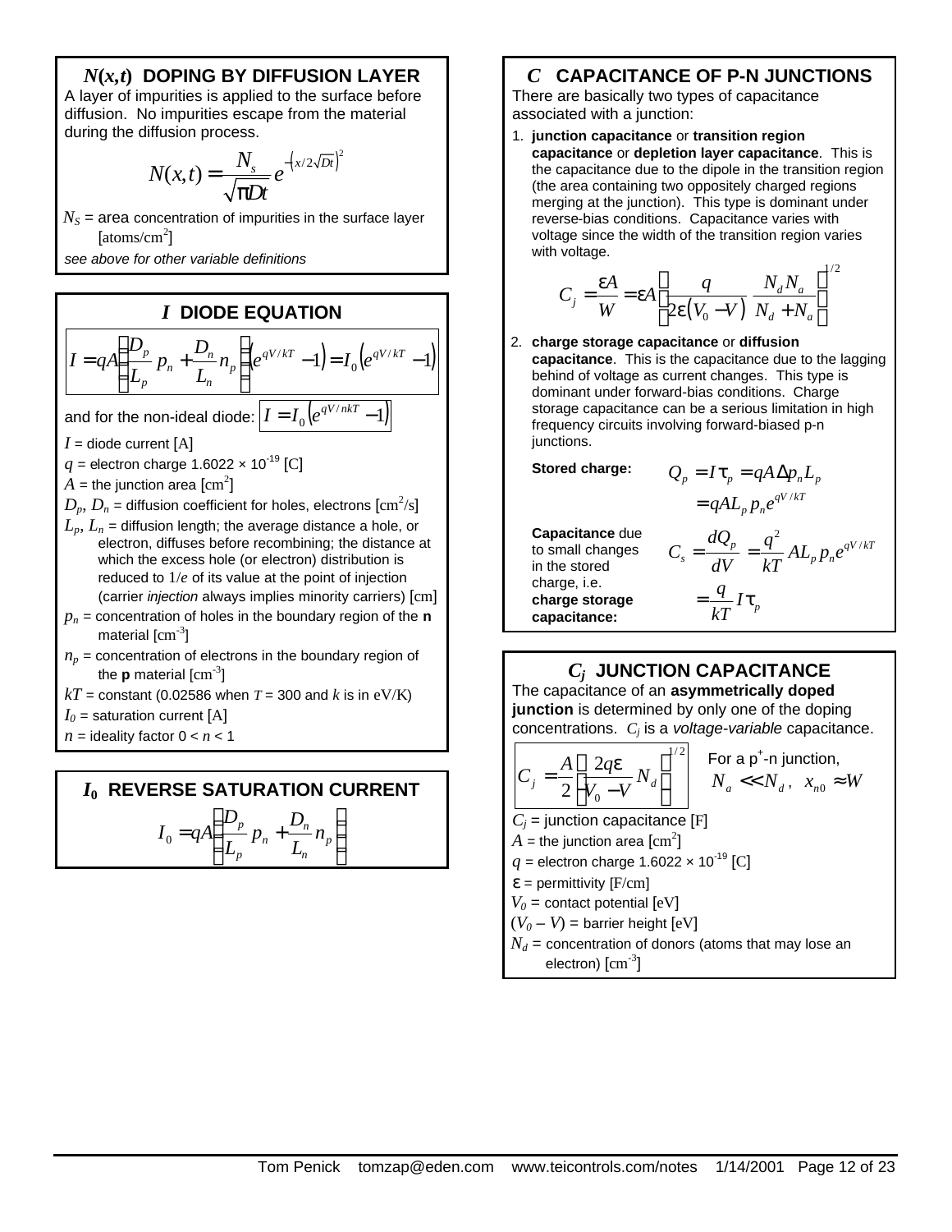## $N(x,t)$ DOPING BY DIFFUSION LAYER

A layer of impurities is applied to the surface before diffusion. No impurities escape from the material during the diffusion process.

$$N(x,t) = \frac{N_s}{\sqrt{\pi D t}} e^{-\left(x/2\sqrt{Dt}\right)^2}$$

$N_S$ = area concentration of impurities in the surface layer [atoms/cm$^2$]

*see above for other variable definitions*

## $I$ DIODE EQUATION

$$I = qA\left(\frac{D_p}{L_p} p_n + \frac{D_n}{L_n} n_p\right)\left(e^{qV/kT} - 1\right) = I_0\left(e^{qV/kT} - 1\right)$$

and for the non-ideal diode: $I = I_0\left(e^{qV/nkT} - 1\right)$

$I$ = diode current [A]

$q$ = electron charge 1.6022 × 10$^{-19}$ [C]

$A$ = the junction area [cm$^2$]

$D_p$, $D_n$ = diffusion coefficient for holes, electrons [cm$^2$/s]

$L_p$, $L_n$ = diffusion length; the average distance a hole, or electron, diffuses before recombining; the distance at which the excess hole (or electron) distribution is reduced to $1/e$ of its value at the point of injection (carrier *injection* always implies minority carriers) [cm]

$p_n$ = concentration of holes in the boundary region of the **n** material [cm$^{-3}$]

$n_p$ = concentration of electrons in the boundary region of the **p** material [cm$^{-3}$]

$kT$ = constant (0.02586 when $T$ = 300 and $k$ is in eV/K)

$I_0$ = saturation current [A]

$n$ = ideality factor $0 < n < 1$

## $I_0$ REVERSE SATURATION CURRENT

$$I_0 = qA\left(\frac{D_p}{L_p} p_n + \frac{D_n}{L_n} n_p\right)$$

## $C$ CAPACITANCE OF P-N JUNCTIONS

There are basically two types of capacitance associated with a junction:

1. **junction capacitance** or **transition region capacitance** or **depletion layer capacitance**. This is the capacitance due to the dipole in the transition region (the area containing two oppositely charged regions merging at the junction). This type is dominant under reverse-bias conditions. Capacitance varies with voltage since the width of the transition region varies with voltage.

$$C_j = \frac{\varepsilon A}{W} = \varepsilon A\left[\frac{q}{2\varepsilon\left(V_0 - V\right)} \frac{N_d N_a}{N_d + N_a}\right]^{1/2}$$

2. **charge storage capacitance** or **diffusion capacitance**. This is the capacitance due to the lagging behind of voltage as current changes. This type is dominant under forward-bias conditions. Charge storage capacitance can be a serious limitation in high frequency circuits involving forward-biased p-n junctions.

**Stored charge:**

$$Q_p = I\tau_p = qA\Delta p_n L_p = qAL_p p_n e^{qV/kT}$$

**Capacitance** due to small changes in the stored charge, i.e. **charge storage capacitance:**

$$C_s = \frac{dQ_p}{dV} = \frac{q^2}{kT} AL_p p_n e^{qV/kT} = \frac{q}{kT} I\tau_p$$

## $C_j$ JUNCTION CAPACITANCE

The capacitance of an **asymmetrically doped junction** is determined by only one of the doping concentrations. $C_j$ is a *voltage-variable* capacitance.

$$C_j = \frac{A}{2}\left[\frac{2q\varepsilon}{V_0 - V} N_d\right]^{1/2}$$

For a p$^+$-n junction, $N_a << N_d$, $x_{n0} \approx W$

$C_j$ = junction capacitance [F]

$A$ = the junction area [cm$^2$]

$q$ = electron charge 1.6022 × 10$^{-19}$ [C]

$\varepsilon$ = permittivity [F/cm]

$V_0$ = contact potential [eV]

$(V_0 - V)$ = barrier height [eV]

$N_d$ = concentration of donors (atoms that may lose an electron) [cm$^{-3}$]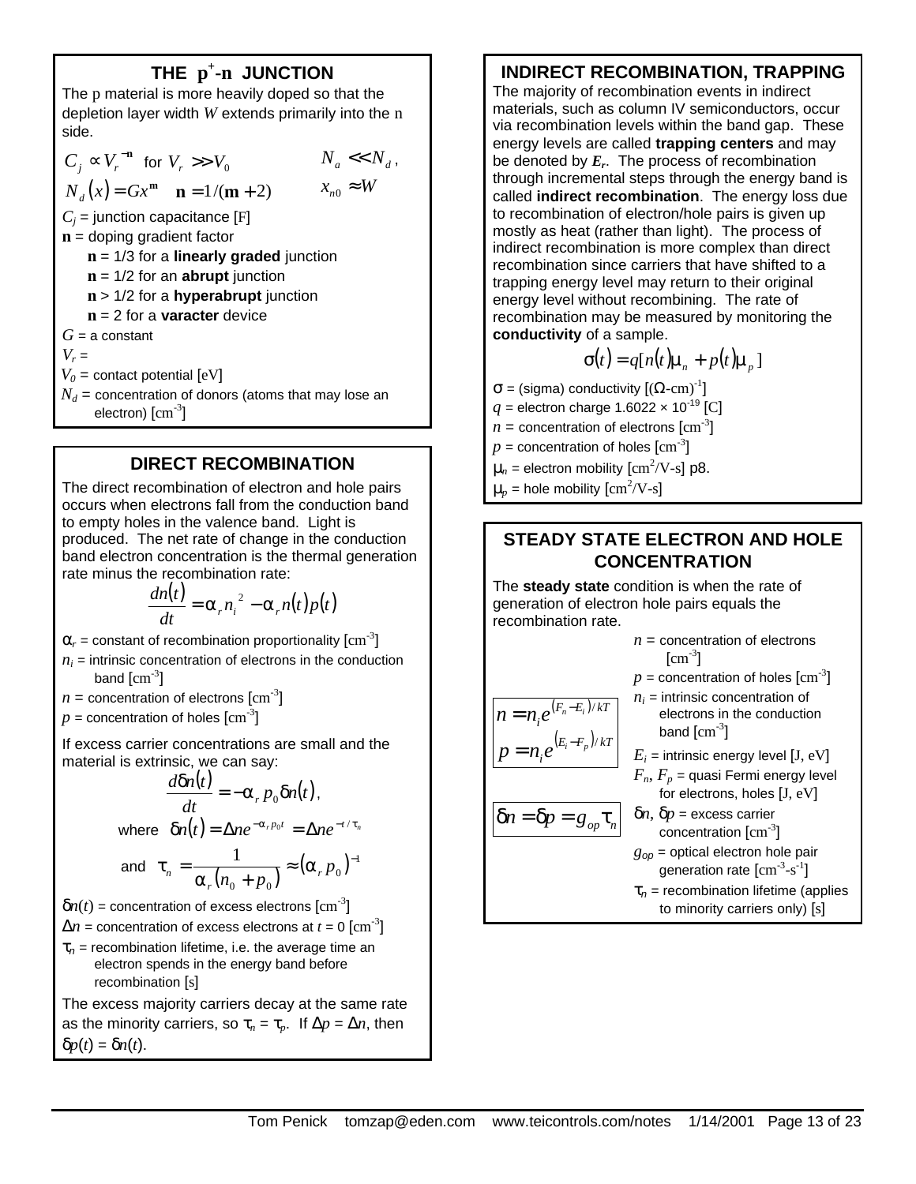## THE $p^+$-n JUNCTION

The p material is more heavily doped so that the depletion layer width $W$ extends primarily into the n side.

$$C_j \propto V_r^{-n} \text{ for } V_r >> V_0 \qquad N_a << N_d,$$

$$N_d(x) = Gx^m \quad n = 1/(m+2) \qquad x_{n0} \approx W$$

$C_j$ = junction capacitance [F]

$n$ = doping gradient factor

- $n$ = 1/3 for a **linearly graded** junction
- $n$ = 1/2 for an **abrupt** junction
- $n$ > 1/2 for a **hyperabrupt** junction
- $n$ = 2 for a **varacter** device

$G$ = a constant

$V_r$ =

$V_0$ = contact potential [eV]

$N_d$ = concentration of donors (atoms that may lose an electron) [cm$^{-3}$]

## DIRECT RECOMBINATION

The direct recombination of electron and hole pairs occurs when electrons fall from the conduction band to empty holes in the valence band. Light is produced. The net rate of change in the conduction band electron concentration is the thermal generation rate minus the recombination rate:

$$\frac{dn(t)}{dt} = \alpha_r n_i^2 - \alpha_r n(t) p(t)$$

$\alpha_r$ = constant of recombination proportionality [cm$^{-3}$]

$n_i$ = intrinsic concentration of electrons in the conduction band [cm$^{-3}$]

$n$ = concentration of electrons [cm$^{-3}$]

$p$ = concentration of holes [cm$^{-3}$]

If excess carrier concentrations are small and the material is extrinsic, we can say:

$$\frac{d\delta n(t)}{dt} = -\alpha_r p_0 \delta n(t),$$

where $\delta n(t) = \Delta n e^{-\alpha_r p_0 t} = \Delta n e^{-t/\tau_n}$

and $\tau_n = \dfrac{1}{\alpha_r (n_0 + p_0)} \approx (\alpha_r p_0)^{-1}$

$\delta n(t)$ = concentration of excess electrons [cm$^{-3}$]

$\Delta n$ = concentration of excess electrons at $t$ = 0 [cm$^{-3}$]

$\tau_n$ = recombination lifetime, i.e. the average time an electron spends in the energy band before recombination [s]

The excess majority carriers decay at the same rate as the minority carriers, so $\tau_n = \tau_p$. If $\Delta p = \Delta n$, then $\delta p(t) = \delta n(t)$.

## INDIRECT RECOMBINATION, TRAPPING

The majority of recombination events in indirect materials, such as column IV semiconductors, occur via recombination levels within the band gap. These energy levels are called **trapping centers** and may be denoted by $E_r$. The process of recombination through incremental steps through the energy band is called **indirect recombination**. The energy loss due to recombination of electron/hole pairs is given up mostly as heat (rather than light). The process of indirect recombination is more complex than direct recombination since carriers that have shifted to a trapping energy level may return to their original energy level without recombining. The rate of recombination may be measured by monitoring the **conductivity** of a sample.

$$\sigma(t) = q[n(t)\mu_n + p(t)\mu_p]$$

$\sigma$ = (sigma) conductivity [($\Omega$-cm)$^{-1}$]

$q$ = electron charge 1.6022 × 10$^{-19}$ [C]

$n$ = concentration of electrons [cm$^{-3}$]

$p$ = concentration of holes [cm$^{-3}$]

$\mu_n$ = electron mobility [cm$^2$/V-s] p8.

$\mu_p$ = hole mobility [cm$^2$/V-s]

## STEADY STATE ELECTRON AND HOLE CONCENTRATION

The **steady state** condition is when the rate of generation of electron hole pairs equals the recombination rate.

$$n = n_i e^{(F_n - E_i)/kT}$$

$$p = n_i e^{(E_i - F_p)/kT}$$

$$\delta n = \delta p = g_{op} \tau_n$$

$n$ = concentration of electrons [cm$^{-3}$]

$p$ = concentration of holes [cm$^{-3}$]

$n_i$ = intrinsic concentration of electrons in the conduction band [cm$^{-3}$]

$E_i$ = intrinsic energy level [J, eV]

$F_n$, $F_p$ = quasi Fermi energy level for electrons, holes [J, eV]

$\delta n$, $\delta p$ = excess carrier concentration [cm$^{-3}$]

$g_{op}$ = optical electron hole pair generation rate [cm$^{-3}$-s$^{-1}$]

$\tau_n$ = recombination lifetime (applies to minority carriers only) [s]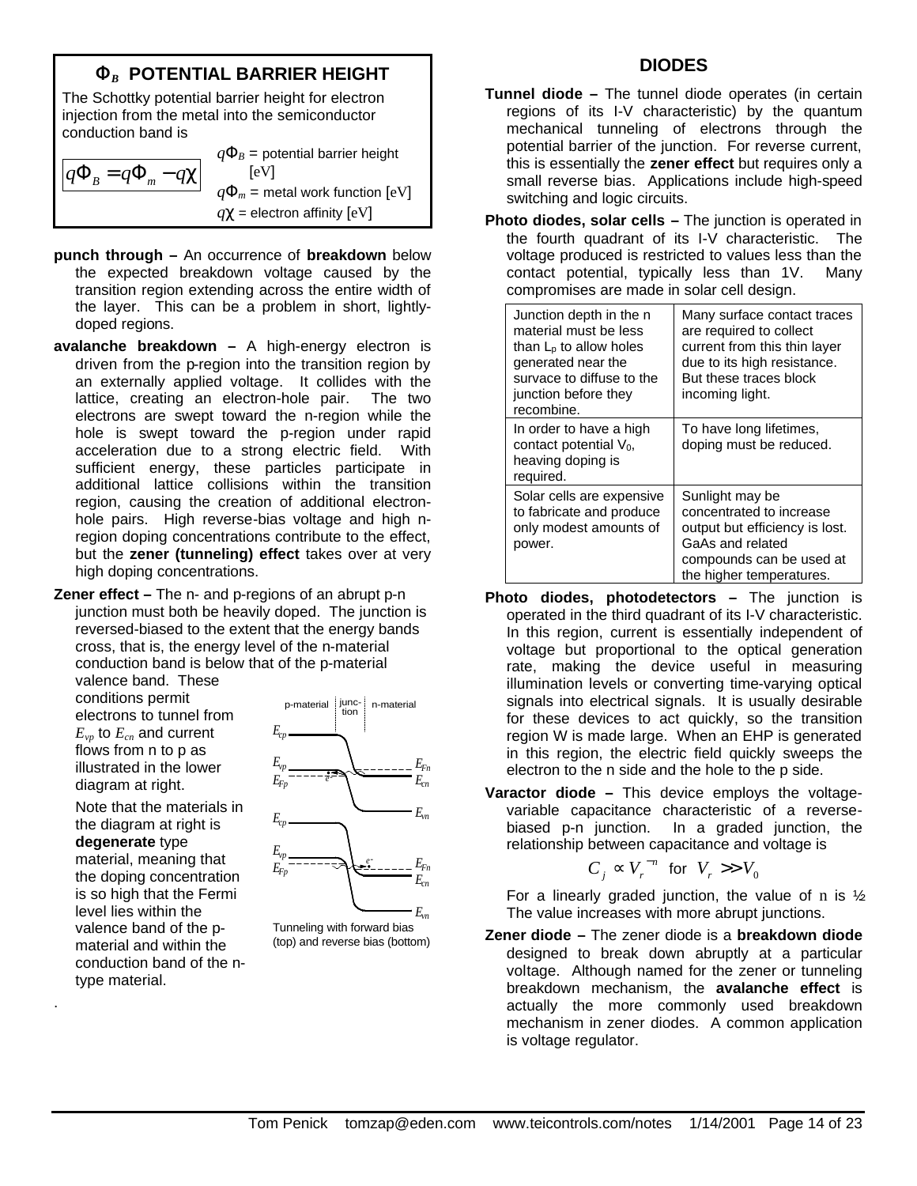## $\Phi_B$ POTENTIAL BARRIER HEIGHT

The Schottky potential barrier height for electron injection from the metal into the semiconductor conduction band is

$$q\Phi_B = q\Phi_m - q\chi$$

$q\Phi_B$ = potential barrier height [eV]
$q\Phi_m$ = metal work function [eV]
$q\chi$ = electron affinity [eV]

**punch through –** An occurrence of **breakdown** below the expected breakdown voltage caused by the transition region extending across the entire width of the layer. This can be a problem in short, lightly-doped regions.

**avalanche breakdown –** A high-energy electron is driven from the p-region into the transition region by an externally applied voltage. It collides with the lattice, creating an electron-hole pair. The two electrons are swept toward the n-region while the hole is swept toward the p-region under rapid acceleration due to a strong electric field. With sufficient energy, these particles participate in additional lattice collisions within the transition region, causing the creation of additional electron-hole pairs. High reverse-bias voltage and high n-region doping concentrations contribute to the effect, but the **zener (tunneling) effect** takes over at very high doping concentrations.

**Zener effect –** The n- and p-regions of an abrupt p-n junction must both be heavily doped. The junction is reversed-biased to the extent that the energy bands cross, that is, the energy level of the n-material conduction band is below that of the p-material valence band. These conditions permit electrons to tunnel from $E_{vp}$ to $E_{cn}$ and current flows from n to p as illustrated in the lower diagram at right.

Note that the materials in the diagram at right is **degenerate** type material, meaning that the doping concentration is so high that the Fermi level lies within the valence band of the p-material and within the conduction band of the n-type material.

Tunneling with forward bias (top) and reverse bias (bottom)

## DIODES

**Tunnel diode –** The tunnel diode operates (in certain regions of its I-V characteristic) by the quantum mechanical tunneling of electrons through the potential barrier of the junction. For reverse current, this is essentially the **zener effect** but requires only a small reverse bias. Applications include high-speed switching and logic circuits.

**Photo diodes, solar cells –** The junction is operated in the fourth quadrant of its I-V characteristic. The voltage produced is restricted to values less than the contact potential, typically less than 1V. Many compromises are made in solar cell design.

| | |
|---|---|
| Junction depth in the n material must be less than $L_p$ to allow holes generated near the survace to diffuse to the junction before they recombine. | Many surface contact traces are required to collect current from this thin layer due to its high resistance. But these traces block incoming light. |
| In order to have a high contact potential $V_0$, heaving doping is required. | To have long lifetimes, doping must be reduced. |
| Solar cells are expensive to fabricate and produce only modest amounts of power. | Sunlight may be concentrated to increase output but efficiency is lost. GaAs and related compounds can be used at the higher temperatures. |

**Photo diodes, photodetectors –** The junction is operated in the third quadrant of its I-V characteristic. In this region, current is essentially independent of voltage but proportional to the optical generation rate, making the device useful in measuring illumination levels or converting time-varying optical signals into electrical signals. It is usually desirable for these devices to act quickly, so the transition region W is made large. When an EHP is generated in this region, the electric field quickly sweeps the electron to the n side and the hole to the p side.

**Varactor diode –** This device employs the voltage-variable capacitance characteristic of a reverse-biased p-n junction. In a graded junction, the relationship between capacitance and voltage is

$$C_j \propto V_r^{-n} \quad \text{for} \quad V_r \gg V_0$$

For a linearly graded junction, the value of n is ½ The value increases with more abrupt junctions.

**Zener diode –** The zener diode is a **breakdown diode** designed to break down abruptly at a particular voltage. Although named for the zener or tunneling breakdown mechanism, the **avalanche effect** is actually the more commonly used breakdown mechanism in zener diodes. A common application is voltage regulator.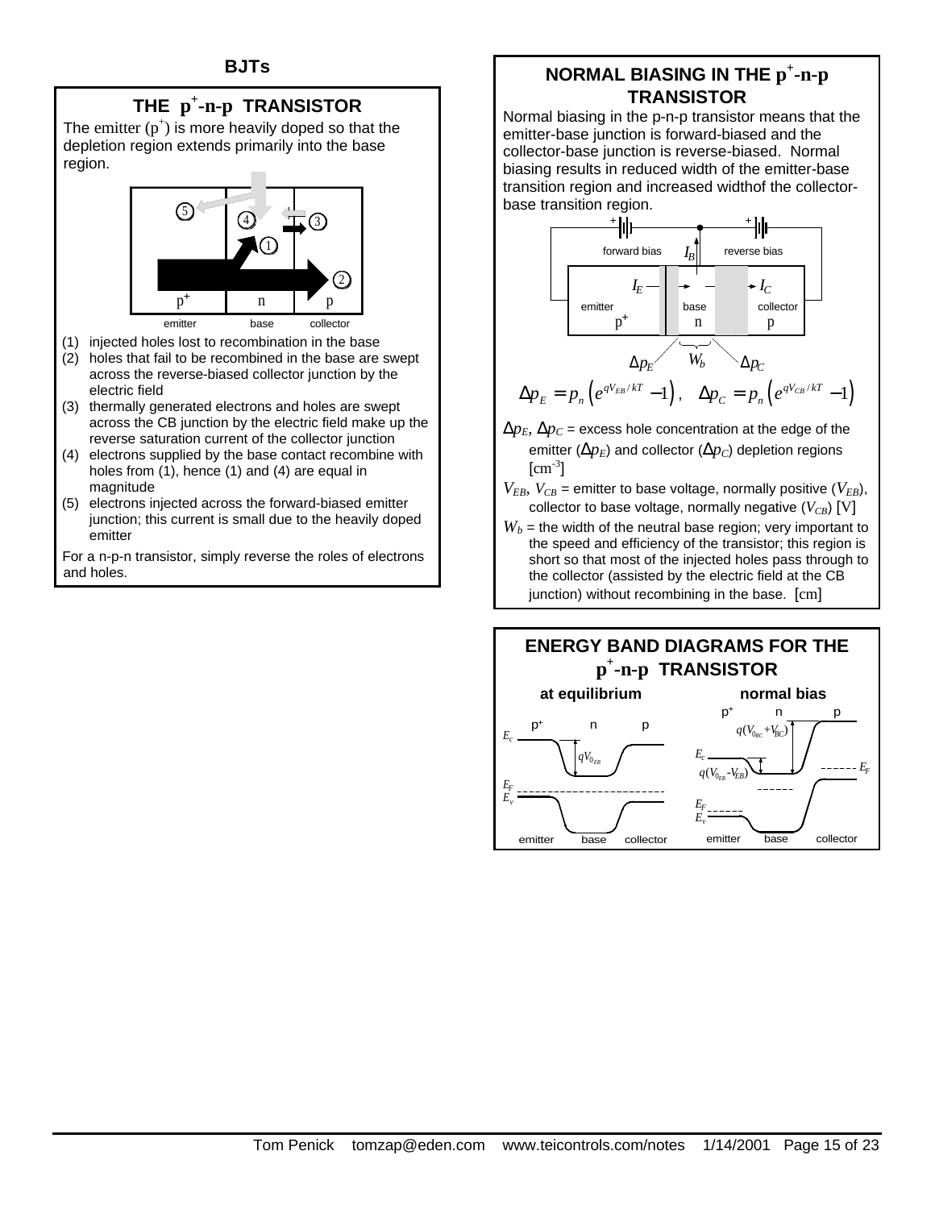# BJTs

## THE $p^+$-n-p TRANSISTOR

The emitter ($p^+$) is more heavily doped so that the depletion region extends primarily into the base region.

(1) injected holes lost to recombination in the base
(2) holes that fail to be recombined in the base are swept across the reverse-biased collector junction by the electric field
(3) thermally generated electrons and holes are swept across the CB junction by the electric field make up the reverse saturation current of the collector junction
(4) electrons supplied by the base contact recombine with holes from (1), hence (1) and (4) are equal in magnitude
(5) electrons injected across the forward-biased emitter junction; this current is small due to the heavily doped emitter

For a n-p-n transistor, simply reverse the roles of electrons and holes.

## NORMAL BIASING IN THE $p^+$-n-p TRANSISTOR

Normal biasing in the p-n-p transistor means that the emitter-base junction is forward-biased and the collector-base junction is reverse-biased. Normal biasing results in reduced width of the emitter-base transition region and increased widthof the collector-base transition region.

$$\Delta p_E = p_n \left( e^{qV_{EB}/kT} - 1 \right), \quad \Delta p_C = p_n \left( e^{qV_{CB}/kT} - 1 \right)$$

$\Delta p_E$, $\Delta p_C$ = excess hole concentration at the edge of the emitter ($\Delta p_E$) and collector ($\Delta p_C$) depletion regions [cm$^{-3}$]

$V_{EB}$, $V_{CB}$ = emitter to base voltage, normally positive ($V_{EB}$), collector to base voltage, normally negative ($V_{CB}$) [V]

$W_b$ = the width of the neutral base region; very important to the speed and efficiency of the transistor; this region is short so that most of the injected holes pass through to the collector (assisted by the electric field at the CB junction) without recombining in the base. [cm]

## ENERGY BAND DIAGRAMS FOR THE $p^+$-n-p TRANSISTOR

**at equilibrium** — **normal bias**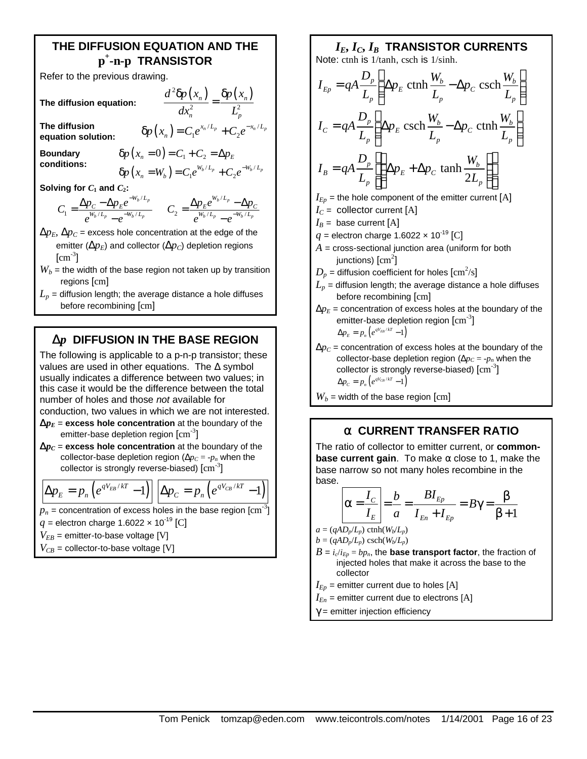## THE DIFFUSION EQUATION AND THE $p^+$-n-p TRANSISTOR

Refer to the previous drawing.

**The diffusion equation:**

$$\frac{d^2\delta p(x_n)}{dx_n^2} = \frac{\delta p(x_n)}{L_p^2}$$

**The diffusion equation solution:**

$$\delta p(x_n) = C_1 e^{x_n/L_p} + C_2 e^{-x_n/L_p}$$

**Boundary conditions:**

$$\delta p(x_n = 0) = C_1 + C_2 = \Delta p_E$$

$$\delta p(x_n = W_b) = C_1 e^{W_b/L_p} + C_2 e^{-W_b/L_p}$$

**Solving for $C_1$ and $C_2$:**

$$C_1 = \frac{\Delta p_C - \Delta p_E e^{-W_b/L_p}}{e^{W_b/L_p} - e^{-W_b/L_p}} \qquad C_2 = \frac{\Delta p_E e^{W_b/L_p} - \Delta p_C}{e^{W_b/L_p} - e^{-W_b/L_p}}$$

$\Delta p_E$, $\Delta p_C$ = excess hole concentration at the edge of the emitter ($\Delta p_E$) and collector ($\Delta p_C$) depletion regions [cm$^{-3}$]

$W_b$ = the width of the base region not taken up by transition regions [cm]

$L_p$ = diffusion length; the average distance a hole diffuses before recombining [cm]

## $\Delta p$ DIFFUSION IN THE BASE REGION

The following is applicable to a p-n-p transistor; these values are used in other equations. The $\Delta$ symbol usually indicates a difference between two values; in this case it would be the difference between the total number of holes and those *not* available for conduction, two values in which we are not interested.

$\Delta p_E$ = **excess hole concentration** at the boundary of the emitter-base depletion region [cm$^{-3}$]

$\Delta p_C$ = **excess hole concentration** at the boundary of the collector-base depletion region ($\Delta p_C = -p_n$ when the collector is strongly reverse-biased) [cm$^{-3}$]

$$\Delta p_E = p_n \left(e^{qV_{EB}/kT} - 1\right) \qquad \Delta p_C = p_n \left(e^{qV_{CB}/kT} - 1\right)$$

$p_n$ = concentration of excess holes in the base region [cm$^{-3}$]

$q$ = electron charge $1.6022 \times 10^{-19}$ [C]

$V_{EB}$ = emitter-to-base voltage [V]

$V_{CB}$ = collector-to-base voltage [V]

## $I_E$, $I_C$, $I_B$ TRANSISTOR CURRENTS

Note: ctnh is 1/tanh, csch is 1/sinh.

$$I_{Ep} = qA\frac{D_p}{L_p}\left(\Delta p_E \,\text{ctnh}\,\frac{W_b}{L_p} - \Delta p_C \,\text{csch}\,\frac{W_b}{L_p}\right)$$

$$I_C = qA\frac{D_p}{L_p}\left(\Delta p_E \,\text{csch}\,\frac{W_b}{L_p} - \Delta p_C \,\text{ctnh}\,\frac{W_b}{L_p}\right)$$

$$I_B = qA\frac{D_p}{L_p}\left[\left(\Delta p_E + \Delta p_C\right)\tanh\frac{W_b}{2L_p}\right]$$

$I_{Ep}$ = the hole component of the emitter current [A]

$I_C$ = collector current [A]

$I_B$ = base current [A]

$q$ = electron charge $1.6022 \times 10^{-19}$ [C]

$A$ = cross-sectional junction area (uniform for both junctions) [cm$^2$]

$D_p$ = diffusion coefficient for holes [cm$^2$/s]

$L_p$ = diffusion length; the average distance a hole diffuses before recombining [cm]

$\Delta p_E$ = concentration of excess holes at the boundary of the emitter-base depletion region [cm$^{-3}$]
$\Delta p_E = p_n\left(e^{qV_{EB}/kT} - 1\right)$

$\Delta p_C$ = concentration of excess holes at the boundary of the collector-base depletion region ($\Delta p_C = -p_n$ when the collector is strongly reverse-biased) [cm$^{-3}$]
$\Delta p_C = p_n\left(e^{qV_{CB}/kT} - 1\right)$

$W_b$ = width of the base region [cm]

## $\alpha$ CURRENT TRANSFER RATIO

The ratio of collector to emitter current, or **common-base current gain**. To make $\alpha$ close to 1, make the base narrow so not many holes recombine in the base.

$$\alpha = \frac{I_C}{I_E} = \frac{b}{a} = \frac{BI_{Ep}}{I_{En} + I_{Ep}} = B\gamma = \frac{\beta}{\beta + 1}$$

$a = (qAD_p/L_p)\,\text{ctnh}(W_b/L_p)$

$b = (qAD_p/L_p)\,\text{csch}(W_b/L_p)$

$B = i_c/i_{Ep} = bp_n$, the **base transport factor**, the fraction of injected holes that make it across the base to the collector

$I_{Ep}$ = emitter current due to holes [A]

$I_{En}$ = emitter current due to electrons [A]

$\gamma$ = emitter injection efficiency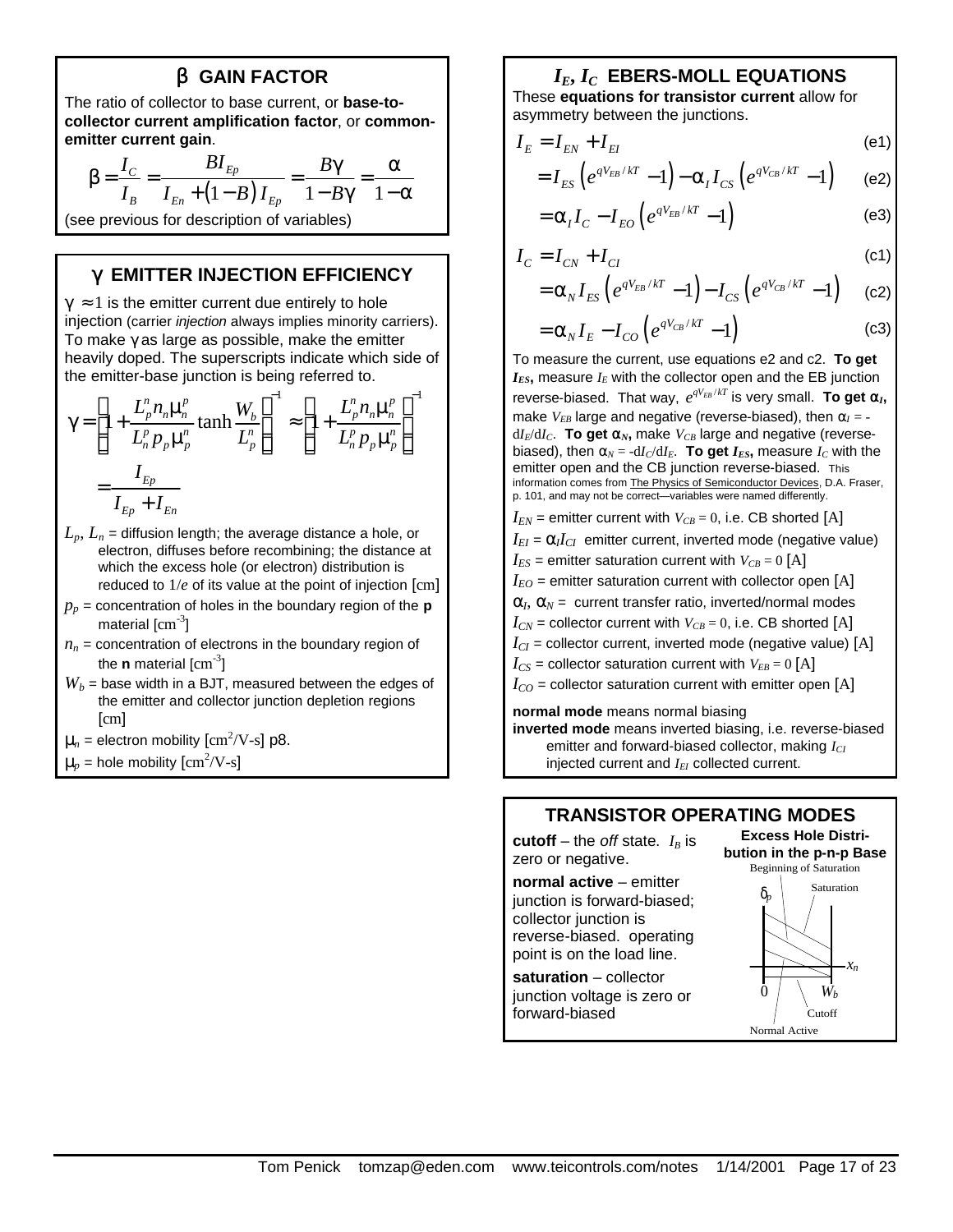## β GAIN FACTOR

The ratio of collector to base current, or **base-to-collector current amplification factor**, or **common-emitter current gain**.

$$\beta = \frac{I_C}{I_B} = \frac{BI_{Ep}}{I_{En} + (1-B)I_{Ep}} = \frac{B\gamma}{1-B\gamma} = \frac{\alpha}{1-\alpha}$$

(see previous for description of variables)

## γ EMITTER INJECTION EFFICIENCY

$\gamma \approx 1$ is the emitter current due entirely to hole injection (carrier *injection* always implies minority carriers). To make γ as large as possible, make the emitter heavily doped. The superscripts indicate which side of the emitter-base junction is being referred to.

$$\gamma = \left[1 + \frac{L_p^n n_n \mu_n^p}{L_n^p p_p \mu_p^n} \tanh \frac{W_b}{L_p^n}\right]^{-1} \approx \left[1 + \frac{L_p^n n_n \mu_n^p}{L_n^p p_p \mu_p^n}\right]^{-1}$$

$$= \frac{I_{Ep}}{I_{Ep} + I_{En}}$$

$L_p$, $L_n$ = diffusion length; the average distance a hole, or electron, diffuses before recombining; the distance at which the excess hole (or electron) distribution is reduced to $1/e$ of its value at the point of injection [cm]

$p_p$ = concentration of holes in the boundary region of the **p** material [$\text{cm}^{-3}$]

$n_n$ = concentration of electrons in the boundary region of the **n** material [$\text{cm}^{-3}$]

$W_b$ = base width in a BJT, measured between the edges of the emitter and collector junction depletion regions [cm]

$\mu_n$ = electron mobility [$\text{cm}^2$/V-s] p8.

$\mu_p$ = hole mobility [$\text{cm}^2$/V-s]

## $I_E$, $I_C$ EBERS-MOLL EQUATIONS

These **equations for transistor current** allow for asymmetry between the junctions.

$$I_E = I_{EN} + I_{EI} \quad \text{(e1)}$$

$$= I_{ES}\left(e^{qV_{EB}/kT} - 1\right) - \alpha_I I_{CS}\left(e^{qV_{CB}/kT} - 1\right) \quad \text{(e2)}$$

$$= \alpha_I I_C - I_{EO}\left(e^{qV_{EB}/kT} - 1\right) \quad \text{(e3)}$$

$$I_C = I_{CN} + I_{CI} \quad \text{(c1)}$$

$$= \alpha_N I_{ES}\left(e^{qV_{EB}/kT} - 1\right) - I_{CS}\left(e^{qV_{CB}/kT} - 1\right) \quad \text{(c2)}$$

$$= \alpha_N I_E - I_{CO}\left(e^{qV_{CB}/kT} - 1\right) \quad \text{(c3)}$$

To measure the current, use equations e2 and c2. **To get $I_{ES}$,** measure $I_E$ with the collector open and the EB junction reverse-biased. That way, $e^{qV_{EB}/kT}$ is very small. **To get $\alpha_I$,** make $V_{EB}$ large and negative (reverse-biased), then $\alpha_I = -dI_E/dI_C$. **To get $\alpha_N$,** make $V_{CB}$ large and negative (reverse-biased), then $\alpha_N = -dI_C/dI_E$. **To get $I_{ES}$,** measure $I_C$ with the emitter open and the CB junction reverse-biased. This information comes from The Physics of Semiconductor Devices, D.A. Fraser, p. 101, and may not be correct—variables were named differently.

$I_{EN}$ = emitter current with $V_{CB} = 0$, i.e. CB shorted [A]

$I_{EI} = \alpha_I I_{CI}$ emitter current, inverted mode (negative value)

$I_{ES}$ = emitter saturation current with $V_{CB} = 0$ [A]

$I_{EO}$ = emitter saturation current with collector open [A]

$\alpha_I$, $\alpha_N$ = current transfer ratio, inverted/normal modes

$I_{CN}$ = collector current with $V_{CB} = 0$, i.e. CB shorted [A]

$I_{CI}$ = collector current, inverted mode (negative value) [A]

$I_{CS}$ = collector saturation current with $V_{EB} = 0$ [A]

$I_{CO}$ = collector saturation current with emitter open [A]

**normal mode** means normal biasing

**inverted mode** means inverted biasing, i.e. reverse-biased emitter and forward-biased collector, making $I_{CI}$ injected current and $I_{EI}$ collected current.

## TRANSISTOR OPERATING MODES

**cutoff** – the *off* state. $I_B$ is zero or negative.

**normal active** – emitter junction is forward-biased; collector junction is reverse-biased. operating point is on the load line.

**saturation** – collector junction voltage is zero or forward-biased

**Excess Hole Distribution in the p-n-p Base**

Beginning of Saturation; Saturation; $\delta_p$; $x_n$; 0; $W_b$; Cutoff; Normal Active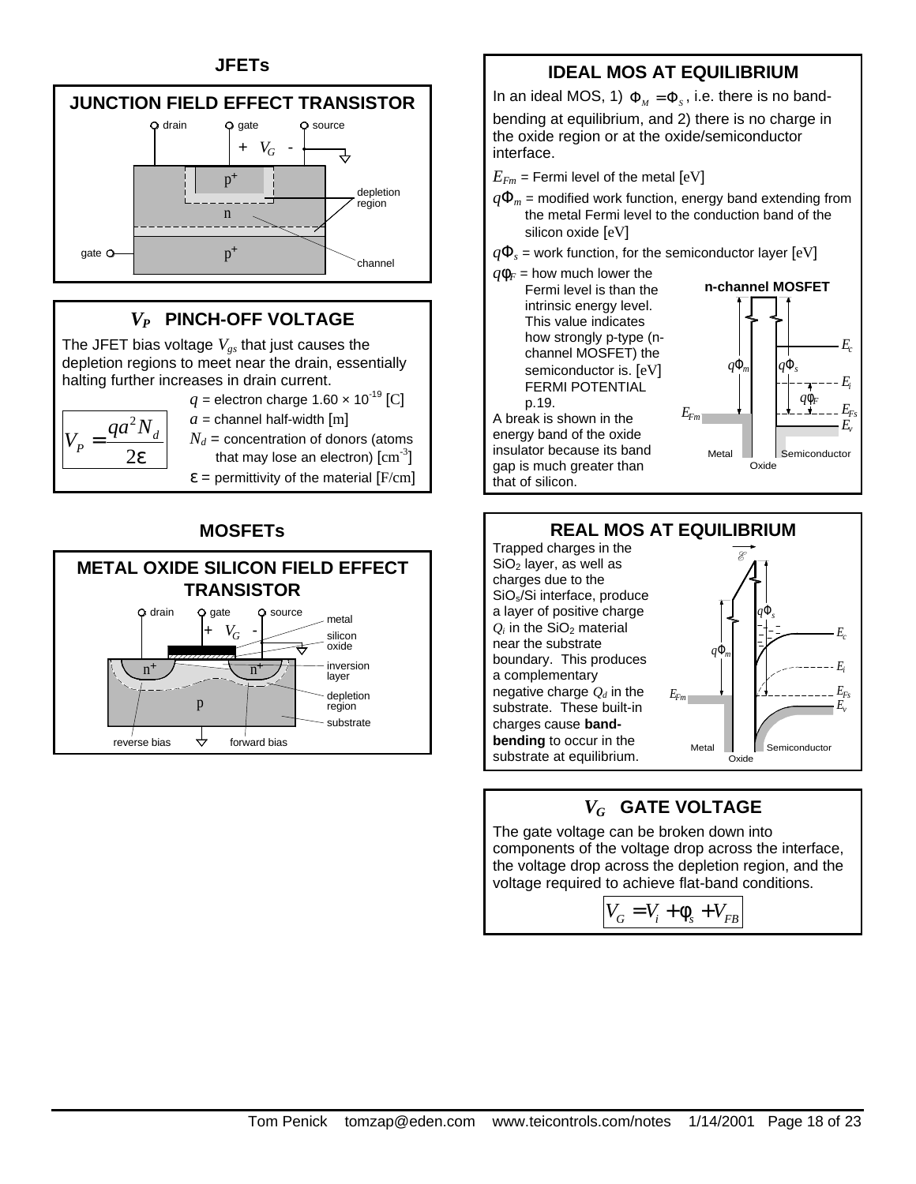## JFETs

### JUNCTION FIELD EFFECT TRANSISTOR

### $V_P$ PINCH-OFF VOLTAGE

The JFET bias voltage $V_{gs}$ that just causes the depletion regions to meet near the drain, essentially halting further increases in drain current.

$$V_P = \frac{qa^2 N_d}{2\varepsilon}$$

$q$ = electron charge $1.60 \times 10^{-19}$ [C]

$a$ = channel half-width [m]

$N_d$ = concentration of donors (atoms that may lose an electron) [cm$^{-3}$]

$\varepsilon$ = permittivity of the material [F/cm]

## MOSFETs

### METAL OXIDE SILICON FIELD EFFECT TRANSISTOR

### IDEAL MOS AT EQUILIBRIUM

In an ideal MOS, 1) $\Phi_M = \Phi_S$, i.e. there is no band-bending at equilibrium, and 2) there is no charge in the oxide region or at the oxide/semiconductor interface.

$E_{Fm}$ = Fermi level of the metal [eV]

$q\Phi_m$ = modified work function, energy band extending from the metal Fermi level to the conduction band of the silicon oxide [eV]

$q\Phi_s$ = work function, for the semiconductor layer [eV]

$q\phi_F$ = how much lower the Fermi level is than the intrinsic energy level. This value indicates how strongly p-type (n-channel MOSFET) the semiconductor is. [eV] FERMI POTENTIAL p.19.

A break is shown in the energy band of the oxide insulator because its band gap is much greater than that of silicon.

### REAL MOS AT EQUILIBRIUM

Trapped charges in the $SiO_2$ layer, as well as charges due to the $SiO_s$/Si interface, produce a layer of positive charge $Q_i$ in the $SiO_2$ material near the substrate boundary. This produces a complementary negative charge $Q_d$ in the substrate. These built-in charges cause **band-bending** to occur in the substrate at equilibrium.

### $V_G$ GATE VOLTAGE

The gate voltage can be broken down into components of the voltage drop across the interface, the voltage drop across the depletion region, and the voltage required to achieve flat-band conditions.

$$V_G = V_i + \phi_s + V_{FB}$$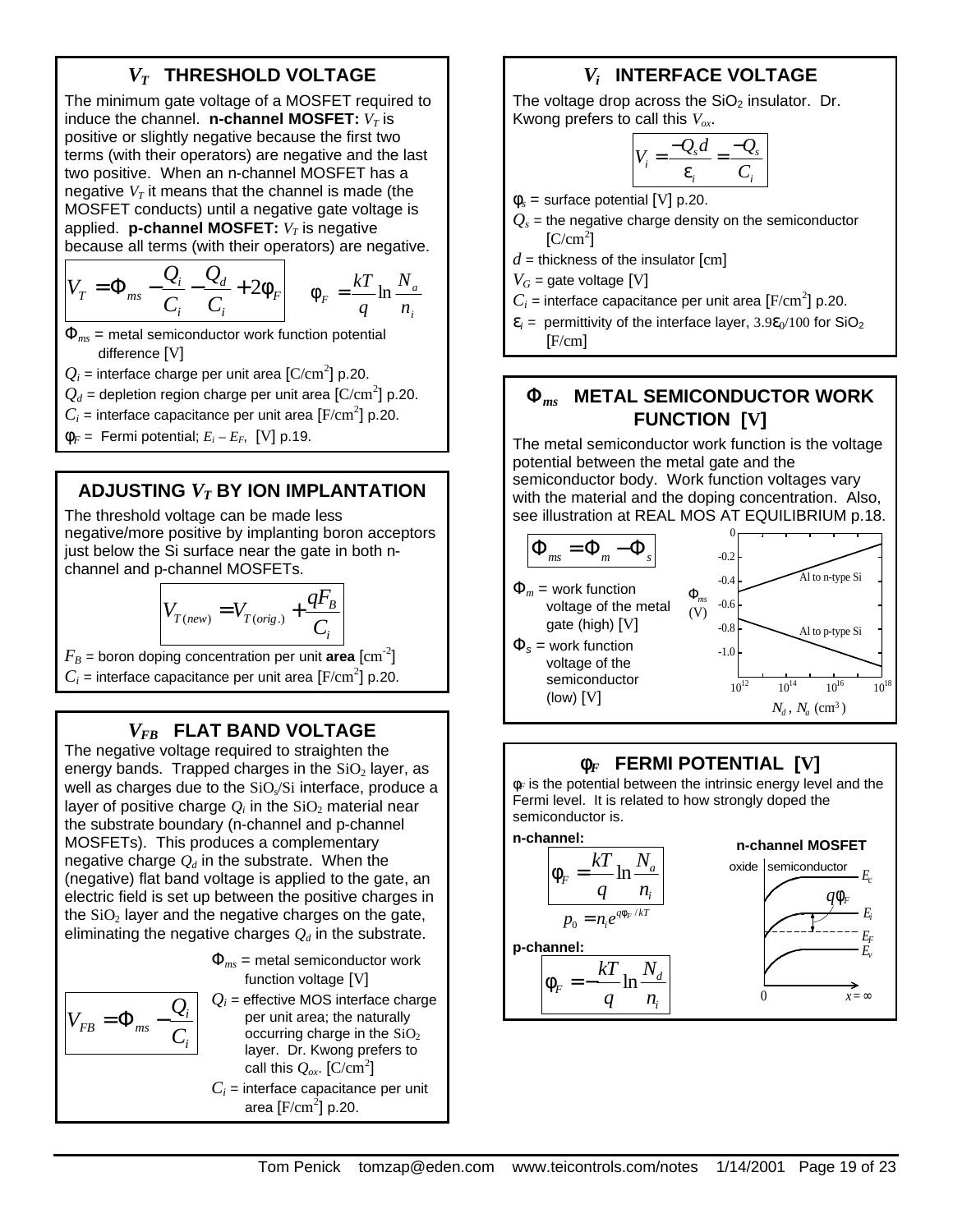## $V_T$ THRESHOLD VOLTAGE

The minimum gate voltage of a MOSFET required to induce the channel. **n-channel MOSFET:** $V_T$ is positive or slightly negative because the first two terms (with their operators) are negative and the last two positive. When an n-channel MOSFET has a negative $V_T$ it means that the channel is made (the MOSFET conducts) until a negative gate voltage is applied. **p-channel MOSFET:** $V_T$ is negative because all terms (with their operators) are negative.

$$V_T = \Phi_{ms} - \frac{Q_i}{C_i} - \frac{Q_d}{C_i} + 2\phi_F \qquad \phi_F = \frac{kT}{q}\ln\frac{N_a}{n_i}$$

$\Phi_{ms}$ = metal semiconductor work function potential difference [V]

$Q_i$ = interface charge per unit area [C/cm$^2$] p.20.

$Q_d$ = depletion region charge per unit area [C/cm$^2$] p.20.

$C_i$ = interface capacitance per unit area [F/cm$^2$] p.20.

$\phi_F$ = Fermi potential; $E_i - E_F$, [V] p.19.

## ADJUSTING $V_T$ BY ION IMPLANTATION

The threshold voltage can be made less negative/more positive by implanting boron acceptors just below the Si surface near the gate in both n-channel and p-channel MOSFETs.

$$V_{T(new)} = V_{T(orig.)} + \frac{qF_B}{C_i}$$

$F_B$ = boron doping concentration per unit **area** [cm$^{-2}$]

$C_i$ = interface capacitance per unit area [F/cm$^2$] p.20.

## $V_{FB}$ FLAT BAND VOLTAGE

The negative voltage required to straighten the energy bands. Trapped charges in the $SiO_2$ layer, as well as charges due to the $SiO_x$/Si interface, produce a layer of positive charge $Q_i$ in the $SiO_2$ material near the substrate boundary (n-channel and p-channel MOSFETs). This produces a complementary negative charge $Q_d$ in the substrate. When the (negative) flat band voltage is applied to the gate, an electric field is set up between the positive charges in the $SiO_2$ layer and the negative charges on the gate, eliminating the negative charges $Q_d$ in the substrate.

$$V_{FB} = \Phi_{ms} - \frac{Q_i}{C_i}$$

$\Phi_{ms}$ = metal semiconductor work function voltage [V]

$Q_i$ = effective MOS interface charge per unit area; the naturally occurring charge in the $SiO_2$ layer. Dr. Kwong prefers to call this $Q_{ox}$. [C/cm$^2$]

$C_i$ = interface capacitance per unit area [F/cm$^2$] p.20.

## $V_i$ INTERFACE VOLTAGE

The voltage drop across the $SiO_2$ insulator. Dr. Kwong prefers to call this $V_{ox}$.

$$V_i = \frac{-Q_s d}{\varepsilon_i} = \frac{-Q_s}{C_i}$$

$\phi_s$ = surface potential [V] p.20.

$Q_s$ = the negative charge density on the semiconductor [C/cm$^2$]

$d$ = thickness of the insulator [cm]

$V_G$ = gate voltage [V]

$C_i$ = interface capacitance per unit area [F/cm$^2$] p.20.

$\varepsilon_i$ = permittivity of the interface layer, $3.9\varepsilon_0/100$ for $SiO_2$ [F/cm]

## $\Phi_{ms}$ METAL SEMICONDUCTOR WORK FUNCTION [V]

The metal semiconductor work function is the voltage potential between the metal gate and the semiconductor body. Work function voltages vary with the material and the doping concentration. Also, see illustration at REAL MOS AT EQUILIBRIUM p.18.

$$\Phi_{ms} = \Phi_m - \Phi_s$$

$\Phi_m$ = work function voltage of the metal gate (high) [V]

$\Phi_s$ = work function voltage of the semiconductor (low) [V]

(Graph: $\Phi_{ms}$ (V) from 0 to -1.0 vs. $N_d$, $N_a$ (cm$^3$) from $10^{12}$ to $10^{18}$; curves: Al to n-type Si, Al to p-type Si)

## $\phi_F$ FERMI POTENTIAL [V]

$\phi_F$ is the potential between the intrinsic energy level and the Fermi level. It is related to how strongly doped the semiconductor is.

**n-channel:**

$$\phi_F = \frac{kT}{q}\ln\frac{N_a}{n_i}$$

$$p_0 = n_i e^{q\phi_F/kT}$$

**p-channel:**

$$\phi_F = -\frac{kT}{q}\ln\frac{N_d}{n_i}$$

(Diagram: n-channel MOSFET band diagram — oxide | semiconductor, showing $E_c$, $E_i$, $E_F$, $E_v$, $q\phi_F$, from 0 to $x = \infty$)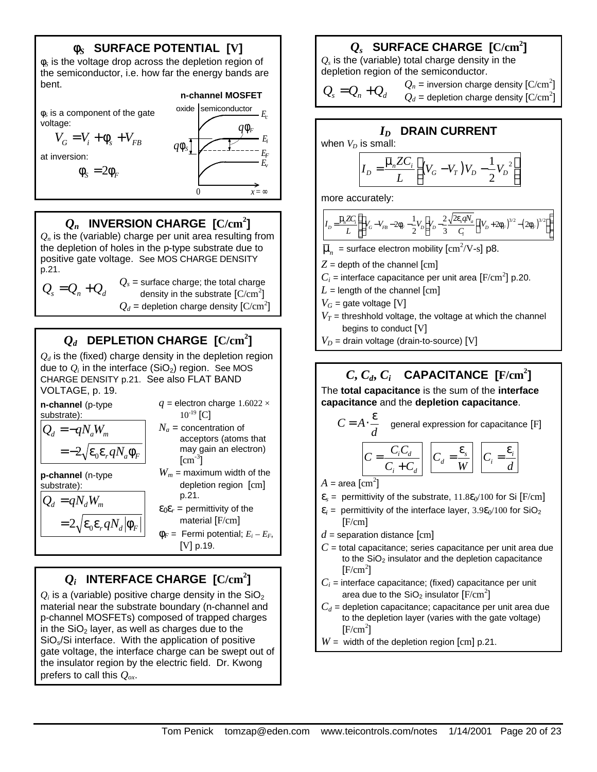## $\phi_S$ SURFACE POTENTIAL [V]

$\phi_s$ is the voltage drop across the depletion region of the semiconductor, i.e. how far the energy bands are bent.

$\phi_s$ is a component of the gate voltage:

$$V_G = V_i + \phi_s + V_{FB}$$

at inversion:

$$\phi_S = 2\phi_F$$

n-channel MOSFET

oxide | semiconductor — $E_c$, $q\phi_F$, $E_i$, $q\phi_s$, $E_F$, $E_v$; 0, $x = \infty$

## $Q_n$ INVERSION CHARGE [C/cm²]

$Q_n$ is the (variable) charge per unit area resulting from the depletion of holes in the p-type substrate due to positive gate voltage. See MOS CHARGE DENSITY p.21.

$$Q_s = Q_n + Q_d$$

$Q_s$ = surface charge; the total charge density in the substrate [C/cm²]

$Q_d$ = depletion charge density [C/cm²]

## $Q_d$ DEPLETION CHARGE [C/cm²]

$Q_d$ is the (fixed) charge density in the depletion region due to $Q_i$ in the interface ($SiO_2$) region. See MOS CHARGE DENSITY p.21. See also FLAT BAND VOLTAGE, p. 19.

**n-channel** (p-type substrate):

$$Q_d = -qN_aW_m = -2\sqrt{\varepsilon_0\varepsilon_r qN_a\phi_F}$$

**p-channel** (n-type substrate):

$$Q_d = qN_dW_m = 2\sqrt{\varepsilon_0\varepsilon_r qN_d|\phi_F|}$$

$q$ = electron charge $1.6022 \times 10^{-19}$ [C]

$N_a$ = concentration of acceptors (atoms that may gain an electron) [cm⁻³]

$W_m$ = maximum width of the depletion region [cm] p.21.

$\varepsilon_0\varepsilon_r$ = permittivity of the material [F/cm]

$\phi_F$ = Fermi potential; $E_i - E_F$, [V] p.19.

## $Q_i$ INTERFACE CHARGE [C/cm²]

$Q_i$ is a (variable) positive charge density in the $SiO_2$ material near the substrate boundary (n-channel and p-channel MOSFETs) composed of trapped charges in the $SiO_2$ layer, as well as charges due to the $SiO_s$/Si interface. With the application of positive gate voltage, the interface charge can be swept out of the insulator region by the electric field. Dr. Kwong prefers to call this $Q_{ox}$.

## $Q_s$ SURFACE CHARGE [C/cm²]

$Q_s$ is the (variable) total charge density in the depletion region of the semiconductor.

$$Q_s = Q_n + Q_d$$

$Q_n$ = inversion charge density [C/cm²]

$Q_d$ = depletion charge density [C/cm²]

## $I_D$ DRAIN CURRENT

when $V_D$ is small:

$$I_D = \frac{\bar{\mu}_n Z C_i}{L}\left[(V_G - V_T)V_D - \frac{1}{2}V_D^{\,2}\right]$$

more accurately:

$$I_D = \frac{\bar{\mu}_n Z C_i}{L}\left\{\left(V_G - V_{FB} - 2\phi_F - \frac{1}{2}V_D\right)V_D - \frac{2}{3}\frac{\sqrt{2\varepsilon_s qN_a}}{C_i}\left[(V_D + 2\phi_F)^{3/2} - (2\phi_F)^{3/2}\right]\right\}$$

$\bar{\mu}_n$ = surface electron mobility [cm²/V-s] p8.

$Z$ = depth of the channel [cm]

$C_i$ = interface capacitance per unit area [F/cm²] p.20.

$L$ = length of the channel [cm]

$V_G$ = gate voltage [V]

$V_T$ = threshhold voltage, the voltage at which the channel begins to conduct [V]

$V_D$ = drain voltage (drain-to-source) [V]

## $C$, $C_d$, $C_i$ CAPACITANCE [F/cm²]

The **total capacitance** is the sum of the **interface capacitance** and the **depletion capacitance**.

$$C = A \cdot \frac{\varepsilon}{d}$$ general expression for capacitance [F]

$$C = \frac{C_iC_d}{C_i + C_d} \qquad C_d = \frac{\varepsilon_s}{W} \qquad C_i = \frac{\varepsilon_i}{d}$$

$A$ = area [cm²]

$\varepsilon_s$ = permittivity of the substrate, $11.8\varepsilon_0/100$ for Si [F/cm]

$\varepsilon_i$ = permittivity of the interface layer, $3.9\varepsilon_0/100$ for $SiO_2$ [F/cm]

$d$ = separation distance [cm]

$C$ = total capacitance; series capacitance per unit area due to the $SiO_2$ insulator and the depletion capacitance [F/cm²]

$C_i$ = interface capacitance; (fixed) capacitance per unit area due to the $SiO_2$ insulator [F/cm²]

$C_d$ = depletion capacitance; capacitance per unit area due to the depletion layer (varies with the gate voltage) [F/cm²]

$W$ = width of the depletion region [cm] p.21.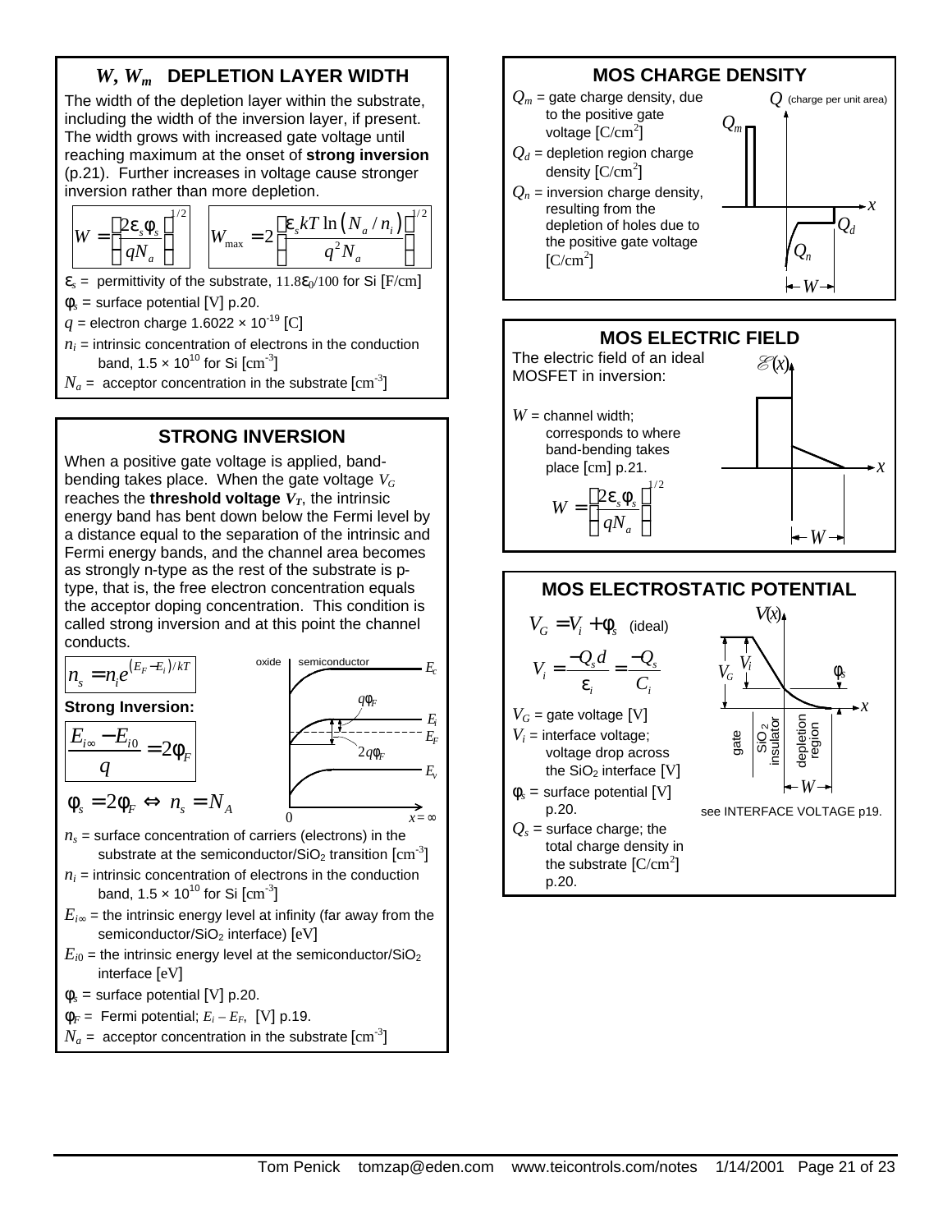## $W$, $W_m$ DEPLETION LAYER WIDTH

The width of the depletion layer within the substrate, including the width of the inversion layer, if present. The width grows with increased gate voltage until reaching maximum at the onset of **strong inversion** (p.21). Further increases in voltage cause stronger inversion rather than more depletion.

$$W = \left[\frac{2\varepsilon_s \phi_s}{qN_a}\right]^{1/2} \qquad W_{\max} = 2\left[\frac{\varepsilon_s kT \ln\left(N_a / n_i\right)}{q^2 N_a}\right]^{1/2}$$

$\varepsilon_s$ = permittivity of the substrate, $11.8\varepsilon_0/100$ for Si [F/cm]

$\phi_s$ = surface potential [V] p.20.

$q$ = electron charge $1.6022 \times 10^{-19}$ [C]

$n_i$ = intrinsic concentration of electrons in the conduction band, $1.5 \times 10^{10}$ for Si [cm$^{-3}$]

$N_a$ = acceptor concentration in the substrate [cm$^{-3}$]

## STRONG INVERSION

When a positive gate voltage is applied, band-bending takes place. When the gate voltage $V_G$ reaches the **threshold voltage $V_T$**, the intrinsic energy band has bent down below the Fermi level by a distance equal to the separation of the intrinsic and Fermi energy bands, and the channel area becomes as strongly n-type as the rest of the substrate is p-type, that is, the free electron concentration equals the acceptor doping concentration. This condition is called strong inversion and at this point the channel conducts.

$$n_s = n_i e^{(E_F - E_i)/kT}$$

**Strong Inversion:**

$$\frac{E_{i\infty} - E_{i0}}{q} = 2\phi_F$$

$$\phi_s = 2\phi_F \Leftrightarrow n_s = N_A$$

$n_s$ = surface concentration of carriers (electrons) in the substrate at the semiconductor/SiO$_2$ transition [cm$^{-3}$]

$n_i$ = intrinsic concentration of electrons in the conduction band, $1.5 \times 10^{10}$ for Si [cm$^{-3}$]

$E_{i\infty}$ = the intrinsic energy level at infinity (far away from the semiconductor/SiO$_2$ interface) [eV]

$E_{i0}$ = the intrinsic energy level at the semiconductor/SiO$_2$ interface [eV]

$\phi_s$ = surface potential [V] p.20.

$\phi_F$ = Fermi potential; $E_i - E_F$, [V] p.19.

$N_a$ = acceptor concentration in the substrate [cm$^{-3}$]

## MOS CHARGE DENSITY

$Q_m$ = gate charge density, due to the positive gate voltage [C/cm$^2$]

$Q_d$ = depletion region charge density [C/cm$^2$]

$Q_n$ = inversion charge density, resulting from the depletion of holes due to the positive gate voltage [C/cm$^2$]

## MOS ELECTRIC FIELD

The electric field of an ideal MOSFET in inversion:

$W$ = channel width; corresponds to where band-bending takes place [cm] p.21.

$$W = \left[\frac{2\varepsilon_s \phi_s}{qN_a}\right]^{1/2}$$

## MOS ELECTROSTATIC POTENTIAL

$$V_G = V_i + \phi_s \quad \text{(ideal)}$$

$$V_i = \frac{-Q_s d}{\varepsilon_i} = \frac{-Q_s}{C_i}$$

$V_G$ = gate voltage [V]

$V_i$ = interface voltage; voltage drop across the SiO$_2$ interface [V]

$\phi_s$ = surface potential [V] p.20.

$Q_s$ = surface charge; the total charge density in the substrate [C/cm$^2$] p.20.

see INTERFACE VOLTAGE p19.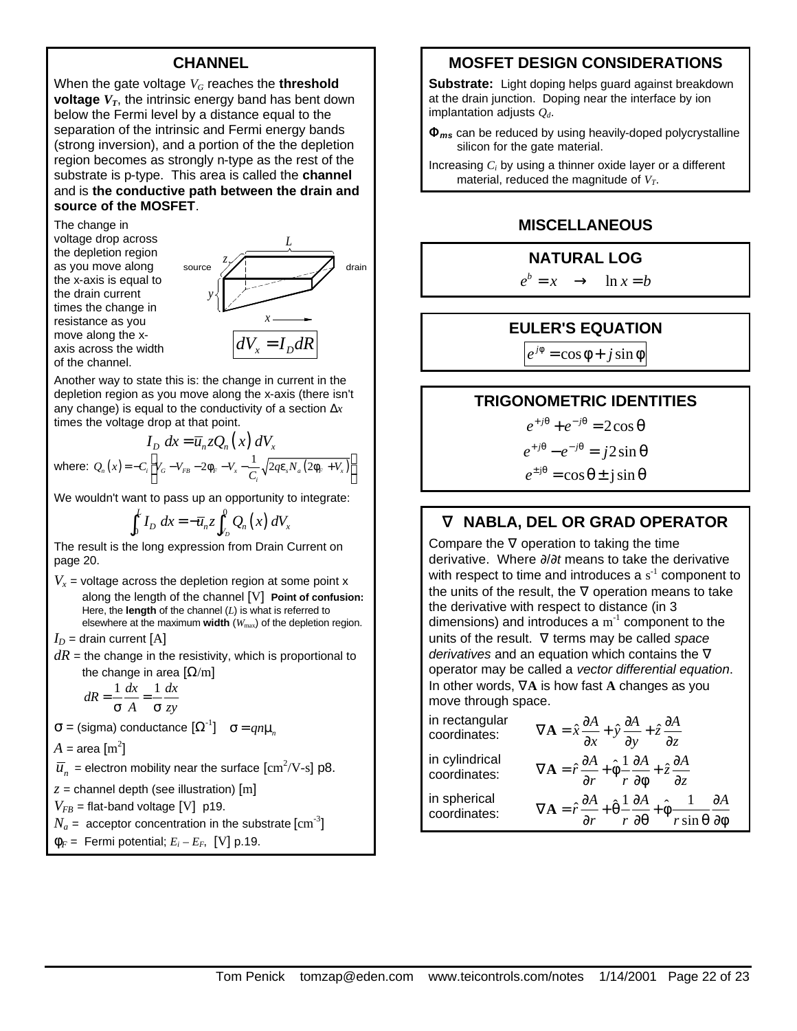## CHANNEL

When the gate voltage $V_G$ reaches the **threshold voltage $V_T$**, the intrinsic energy band has bent down below the Fermi level by a distance equal to the separation of the intrinsic and Fermi energy bands (strong inversion), and a portion of the the depletion region becomes as strongly n-type as the rest of the substrate is p-type. This area is called the **channel** and is **the conductive path between the drain and source of the MOSFET**.

The change in voltage drop across the depletion region as you move along the x-axis is equal to the drain current times the change in resistance as you move along the x-axis across the width of the channel.

$$dV_x = I_D dR$$

Another way to state this is: the change in current in the depletion region as you move along the x-axis (there isn't any change) is equal to the conductivity of a section $\Delta x$ times the voltage drop at that point.

$$I_D \, dx = \bar{u}_n z Q_n(x) \, dV_x$$

where: $Q_n(x) = -C_i\left[V_G - V_{FB} - 2\phi_F - V_x - \frac{1}{C_i}\sqrt{2q\varepsilon_s N_a(2\phi_F + V_x)}\right]$

We wouldn't want to pass up an opportunity to integrate:

$$\int_0^L I_D \, dx = -\bar{u}_n z \int_{V_D}^0 Q_n(x) \, dV_x$$

The result is the long expression from Drain Current on page 20.

$V_x$ = voltage across the depletion region at some point x along the length of the channel [V] **Point of confusion:** Here, the **length** of the channel ($L$) is what is referred to elsewhere at the maximum **width** ($W_{max}$) of the depletion region.

$I_D$ = drain current [A]

$dR$ = the change in the resistivity, which is proportional to the change in area [Ω/m]

$$dR = \frac{1}{\sigma}\frac{dx}{A} = \frac{1}{\sigma}\frac{dx}{zy}$$

$\sigma$ = (sigma) conductance [$\Omega^{-1}$] $\sigma = qn\mu_n$

$A$ = area [$m^2$]

$\bar{u}_n$ = electron mobility near the surface [$cm^2$/V-s] p8.

$z$ = channel depth (see illustration) [m]

$V_{FB}$ = flat-band voltage [V] p19.

$N_a$ = acceptor concentration in the substrate [$cm^{-3}$]

$\phi_F$ = Fermi potential; $E_i - E_F$, [V] p.19.

## MOSFET DESIGN CONSIDERATIONS

**Substrate:** Light doping helps guard against breakdown at the drain junction. Doping near the interface by ion implantation adjusts $Q_d$.

$\Phi_{ms}$ can be reduced by using heavily-doped polycrystalline silicon for the gate material.

Increasing $C_i$ by using a thinner oxide layer or a different material, reduced the magnitude of $V_T$.

## MISCELLANEOUS

### NATURAL LOG

$$e^b = x \quad \rightarrow \quad \ln x = b$$

### EULER'S EQUATION

$$e^{j\phi} = \cos\phi + j\sin\phi$$

### TRIGONOMETRIC IDENTITIES

$$e^{+j\theta} + e^{-j\theta} = 2\cos\theta$$

$$e^{+j\theta} - e^{-j\theta} = j2\sin\theta$$

$$e^{\pm j\theta} = \cos\theta \pm j\sin\theta$$

### ∇ NABLA, DEL OR GRAD OPERATOR

Compare the ∇ operation to taking the time derivative. Where $\partial/\partial t$ means to take the derivative with respect to time and introduces a $s^{-1}$ component to the units of the result, the ∇ operation means to take the derivative with respect to distance (in 3 dimensions) and introduces a $m^{-1}$ component to the units of the result. ∇ terms may be called *space derivatives* and an equation which contains the ∇ operator may be called a *vector differential equation*. In other words, $\nabla\mathbf{A}$ is how fast $\mathbf{A}$ changes as you move through space.

in rectangular coordinates:

$$\nabla\mathbf{A} = \hat{x}\frac{\partial A}{\partial x} + \hat{y}\frac{\partial A}{\partial y} + \hat{z}\frac{\partial A}{\partial z}$$

in cylindrical coordinates:

$$\nabla\mathbf{A} = \hat{r}\frac{\partial A}{\partial r} + \hat{\phi}\frac{1}{r}\frac{\partial A}{\partial \phi} + \hat{z}\frac{\partial A}{\partial z}$$

in spherical coordinates:

$$\nabla\mathbf{A} = \hat{r}\frac{\partial A}{\partial r} + \hat{\theta}\frac{1}{r}\frac{\partial A}{\partial \theta} + \hat{\phi}\frac{1}{r\sin\theta}\frac{\partial A}{\partial \phi}$$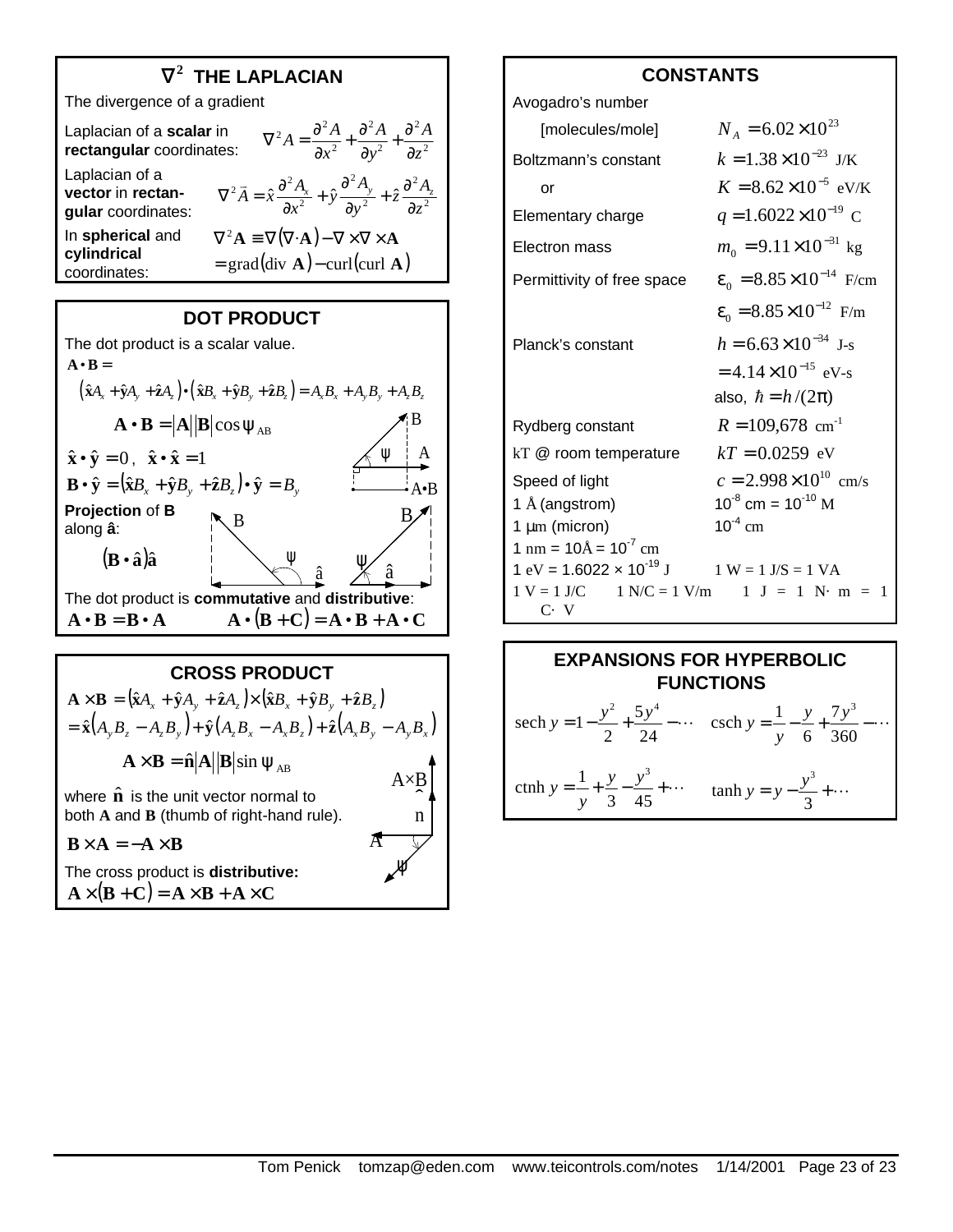## $\nabla^2$ THE LAPLACIAN

The divergence of a gradient

Laplacian of a **scalar** in **rectangular** coordinates:

$$\nabla^2 A = \frac{\partial^2 A}{\partial x^2} + \frac{\partial^2 A}{\partial y^2} + \frac{\partial^2 A}{\partial z^2}$$

Laplacian of a **vector** in **rectangular** coordinates:

$$\nabla^2 \vec{A} = \hat{x}\frac{\partial^2 A_x}{\partial x^2} + \hat{y}\frac{\partial^2 A_y}{\partial y^2} + \hat{z}\frac{\partial^2 A_z}{\partial z^2}$$

In **spherical** and **cylindrical** coordinates:

$$\nabla^2 \mathbf{A} \equiv \nabla(\nabla \cdot \mathbf{A}) - \nabla \times \nabla \times \mathbf{A}$$
$$= \text{grad}(\text{div } \mathbf{A}) - \text{curl}(\text{curl } \mathbf{A})$$

## DOT PRODUCT

The dot product is a scalar value.

$$\mathbf{A} \bullet \mathbf{B} = (\hat{\mathbf{x}}A_x + \hat{\mathbf{y}}A_y + \hat{\mathbf{z}}A_z) \bullet (\hat{\mathbf{x}}B_x + \hat{\mathbf{y}}B_y + \hat{\mathbf{z}}B_z) = A_xB_x + A_yB_y + A_zB_z$$

$$\mathbf{A} \bullet \mathbf{B} = |\mathbf{A}||\mathbf{B}|\cos\psi_{AB}$$

$\hat{\mathbf{x}} \bullet \hat{\mathbf{y}} = 0$, $\hat{\mathbf{x}} \bullet \hat{\mathbf{x}} = 1$

$$\mathbf{B} \bullet \hat{\mathbf{y}} = (\hat{\mathbf{x}}B_x + \hat{\mathbf{y}}B_y + \hat{\mathbf{z}}B_z) \bullet \hat{\mathbf{y}} = B_y$$

**Projection** of **B** along **â**:

$$(\mathbf{B} \bullet \hat{\mathbf{a}})\hat{\mathbf{a}}$$

The dot product is **commutative** and **distributive**:

$$\mathbf{A} \bullet \mathbf{B} = \mathbf{B} \bullet \mathbf{A} \qquad \mathbf{A} \bullet (\mathbf{B} + \mathbf{C}) = \mathbf{A} \bullet \mathbf{B} + \mathbf{A} \bullet \mathbf{C}$$

## CROSS PRODUCT

$$\mathbf{A} \times \mathbf{B} = (\hat{\mathbf{x}}A_x + \hat{\mathbf{y}}A_y + \hat{\mathbf{z}}A_z) \times (\hat{\mathbf{x}}B_x + \hat{\mathbf{y}}B_y + \hat{\mathbf{z}}B_z)$$
$$= \hat{\mathbf{x}}(A_yB_z - A_zB_y) + \hat{\mathbf{y}}(A_zB_x - A_xB_z) + \hat{\mathbf{z}}(A_xB_y - A_yB_x)$$

$$\mathbf{A} \times \mathbf{B} = \hat{\mathbf{n}}|\mathbf{A}||\mathbf{B}|\sin\psi_{AB}$$

where $\hat{\mathbf{n}}$ is the unit vector normal to both **A** and **B** (thumb of right-hand rule).

$$\mathbf{B} \times \mathbf{A} = -\mathbf{A} \times \mathbf{B}$$

The cross product is **distributive:**

$$\mathbf{A} \times (\mathbf{B} + \mathbf{C}) = \mathbf{A} \times \mathbf{B} + \mathbf{A} \times \mathbf{C}$$

## CONSTANTS

| | |
|---|---|
| Avogadro's number [molecules/mole] | $N_A = 6.02 \times 10^{23}$ |
| Boltzmann's constant | $k = 1.38 \times 10^{-23}$ J/K |
| or | $K = 8.62 \times 10^{-5}$ eV/K |
| Elementary charge | $q = 1.6022 \times 10^{-19}$ C |
| Electron mass | $m_0 = 9.11 \times 10^{-31}$ kg |
| Permittivity of free space | $\varepsilon_0 = 8.85 \times 10^{-14}$ F/cm |
| | $\varepsilon_0 = 8.85 \times 10^{-12}$ F/m |
| Planck's constant | $h = 6.63 \times 10^{-34}$ J-s |
| | $= 4.14 \times 10^{-15}$ eV-s |
| | also, $\hbar = h/(2\pi)$ |
| Rydberg constant | $R = 109{,}678$ cm$^{-1}$ |
| kT @ room temperature | $kT = 0.0259$ eV |
| Speed of light | $c = 2.998 \times 10^{10}$ cm/s |
| 1 Å (angstrom) | $10^{-8}$ cm = $10^{-10}$ M |
| 1 µm (micron) | $10^{-4}$ cm |
| 1 nm = 10Å = $10^{-7}$ cm | |
| 1 eV = $1.6022 \times 10^{-19}$ J | 1 W = 1 J/S = 1 VA |

1 V = 1 J/C  1 N/C = 1 V/m  1 J = 1 N·m = 1 C·V

## EXPANSIONS FOR HYPERBOLIC FUNCTIONS

$$\text{sech } y = 1 - \frac{y^2}{2} + \frac{5y^4}{24} - \cdots \qquad \text{csch } y = \frac{1}{y} - \frac{y}{6} + \frac{7y^3}{360} - \cdots$$

$$\text{ctnh } y = \frac{1}{y} + \frac{y}{3} - \frac{y^3}{45} + \cdots \qquad \tanh y = y - \frac{y^3}{3} + \cdots$$